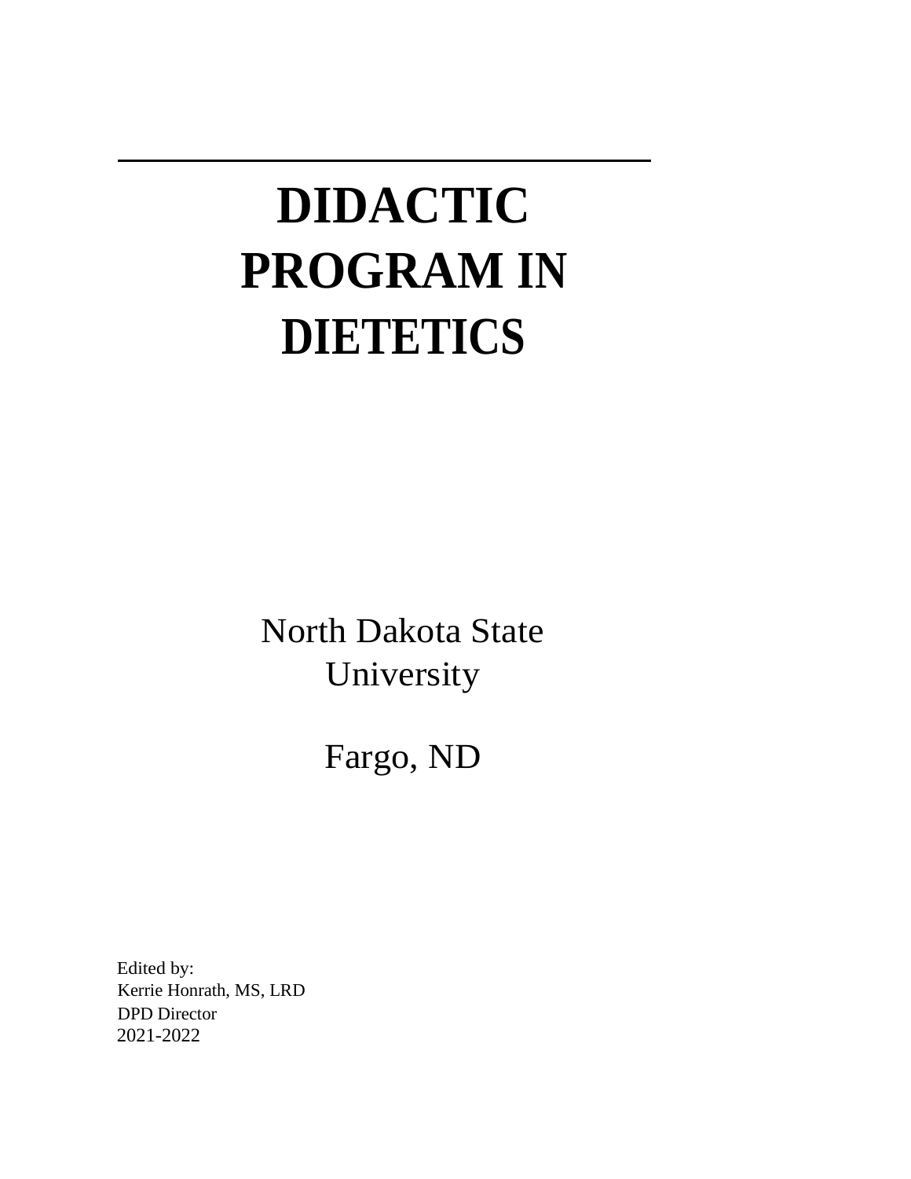# DIDACTIC PROGRAM IN DIETETICS

North Dakota State University

Fargo, ND

Edited by:
Kerrie Honrath, MS, LRD
DPD Director
2021-2022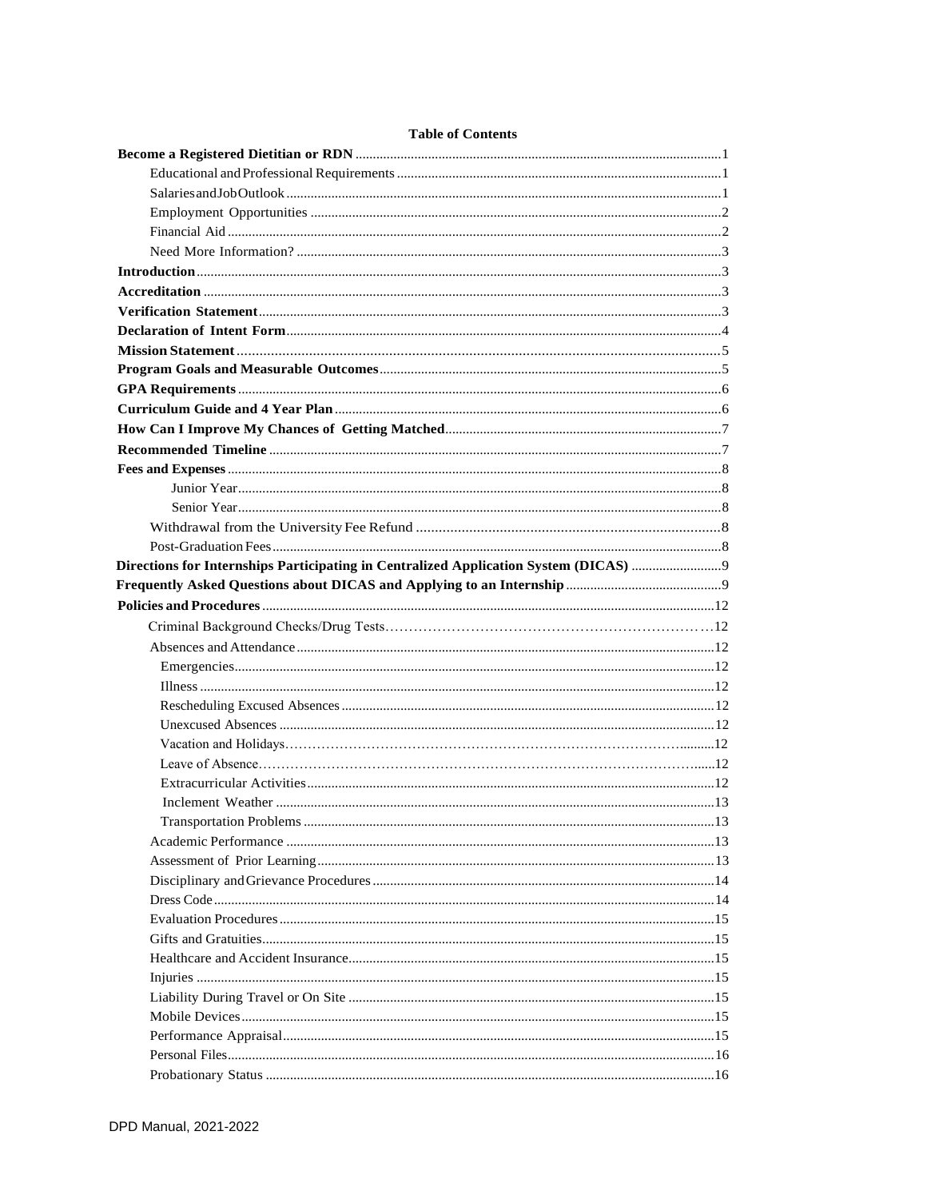## Table of Contents

| | |
|---|---|
| **Become a Registered Dietitian or RDN** | 1 |
| Educational and Professional Requirements | 1 |
| Salaries and Job Outlook | 1 |
| Employment Opportunities | 2 |
| Financial Aid | 2 |
| Need More Information? | 3 |
| **Introduction** | 3 |
| **Accreditation** | 3 |
| **Verification Statement** | 3 |
| **Declaration of Intent Form** | 4 |
| **Mission Statement** | 5 |
| **Program Goals and Measurable Outcomes** | 5 |
| **GPA Requirements** | 6 |
| **Curriculum Guide and 4 Year Plan** | 6 |
| **How Can I Improve My Chances of Getting Matched** | 7 |
| **Recommended Timeline** | 7 |
| **Fees and Expenses** | 8 |
| Junior Year | 8 |
| Senior Year | 8 |
| Withdrawal from the University Fee Refund | 8 |
| Post-Graduation Fees | 8 |
| **Directions for Internships Participating in Centralized Application System (DICAS)** | 9 |
| **Frequently Asked Questions about DICAS and Applying to an Internship** | 9 |
| **Policies and Procedures** | 12 |
| Criminal Background Checks/Drug Tests | 12 |
| Absences and Attendance | 12 |
| Emergencies | 12 |
| Illness | 12 |
| Rescheduling Excused Absences | 12 |
| Unexcused Absences | 12 |
| Vacation and Holidays | 12 |
| Leave of Absence | 12 |
| Extracurricular Activities | 12 |
| Inclement Weather | 13 |
| Transportation Problems | 13 |
| Academic Performance | 13 |
| Assessment of Prior Learning | 13 |
| Disciplinary and Grievance Procedures | 14 |
| Dress Code | 14 |
| Evaluation Procedures | 15 |
| Gifts and Gratuities | 15 |
| Healthcare and Accident Insurance | 15 |
| Injuries | 15 |
| Liability During Travel or On Site | 15 |
| Mobile Devices | 15 |
| Performance Appraisal | 15 |
| Personal Files | 16 |
| Probationary Status | 16 |

DPD Manual, 2021-2022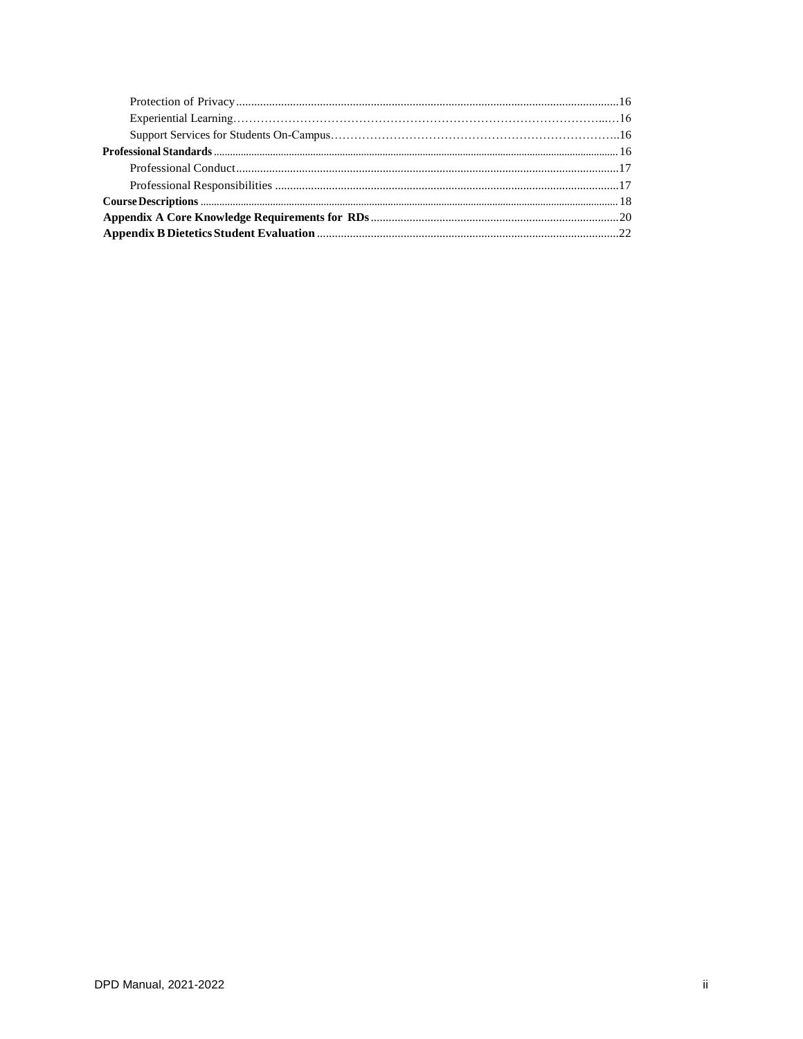Protection of Privacy ........................................................ 16
Experiential Learning ........................................................ 16
Support Services for Students On-Campus ........................................................ 16

**Professional Standards** ........................................................ 16

Professional Conduct ........................................................ 17
Professional Responsibilities ........................................................ 17

**Course Descriptions** ........................................................ 18

**Appendix A Core Knowledge Requirements for RDs** ........................................................ 20

**Appendix B Dietetics Student Evaluation** ........................................................ 22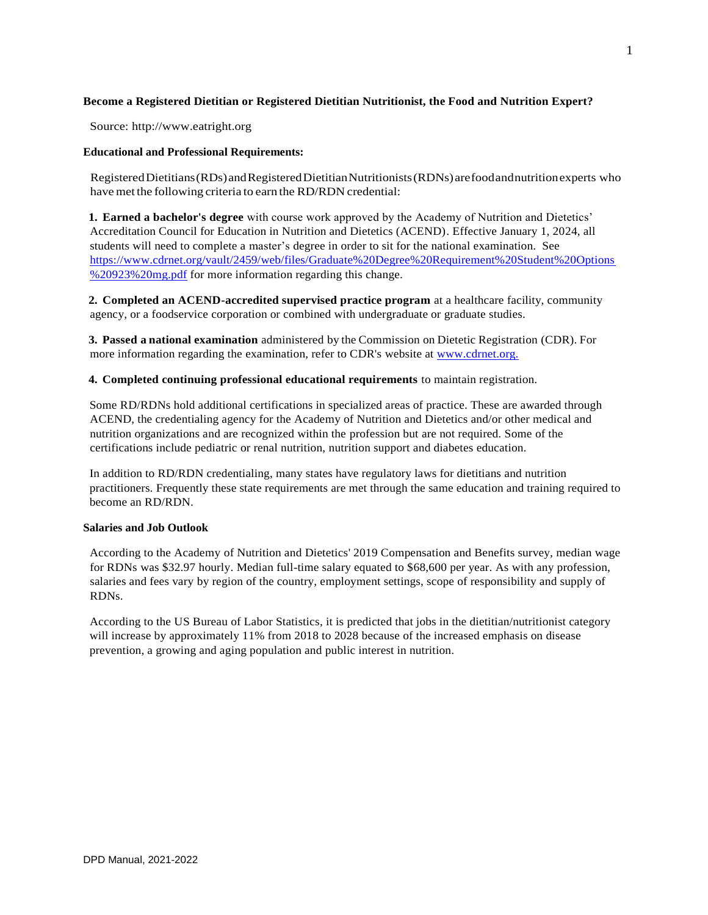**Become a Registered Dietitian or Registered Dietitian Nutritionist, the Food and Nutrition Expert?**

Source: http://www.eatright.org

**Educational and Professional Requirements:**

Registered Dietitians (RDs) and Registered Dietitian Nutritionists (RDNs) are food and nutrition experts who have met the following criteria to earn the RD/RDN credential:

1. **Earned a bachelor's degree** with course work approved by the Academy of Nutrition and Dietetics' Accreditation Council for Education in Nutrition and Dietetics (ACEND). Effective January 1, 2024, all students will need to complete a master's degree in order to sit for the national examination. See https://www.cdrnet.org/vault/2459/web/files/Graduate%20Degree%20Requirement%20Student%20Options%20923%20mg.pdf for more information regarding this change.

2. **Completed an ACEND-accredited supervised practice program** at a healthcare facility, community agency, or a foodservice corporation or combined with undergraduate or graduate studies.

3. **Passed a national examination** administered by the Commission on Dietetic Registration (CDR). For more information regarding the examination, refer to CDR's website at www.cdrnet.org.

4. **Completed continuing professional educational requirements** to maintain registration.

Some RD/RDNs hold additional certifications in specialized areas of practice. These are awarded through ACEND, the credentialing agency for the Academy of Nutrition and Dietetics and/or other medical and nutrition organizations and are recognized within the profession but are not required. Some of the certifications include pediatric or renal nutrition, nutrition support and diabetes education.

In addition to RD/RDN credentialing, many states have regulatory laws for dietitians and nutrition practitioners. Frequently these state requirements are met through the same education and training required to become an RD/RDN.

**Salaries and Job Outlook**

According to the Academy of Nutrition and Dietetics' 2019 Compensation and Benefits survey, median wage for RDNs was $32.97 hourly. Median full-time salary equated to $68,600 per year. As with any profession, salaries and fees vary by region of the country, employment settings, scope of responsibility and supply of RDNs.

According to the US Bureau of Labor Statistics, it is predicted that jobs in the dietitian/nutritionist category will increase by approximately 11% from 2018 to 2028 because of the increased emphasis on disease prevention, a growing and aging population and public interest in nutrition.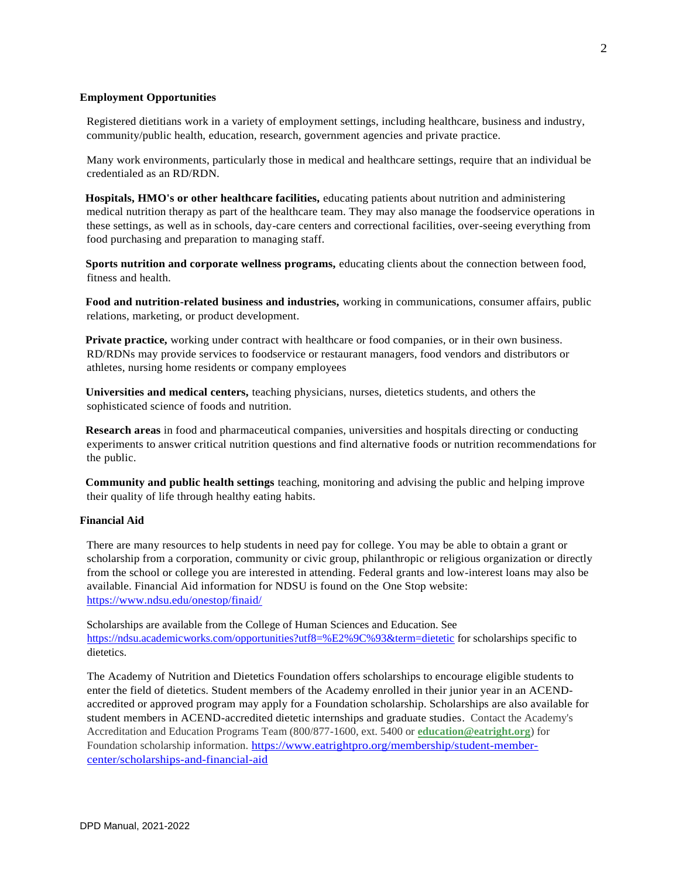## Employment Opportunities

Registered dietitians work in a variety of employment settings, including healthcare, business and industry, community/public health, education, research, government agencies and private practice.

Many work environments, particularly those in medical and healthcare settings, require that an individual be credentialed as an RD/RDN.

**Hospitals, HMO's or other healthcare facilities,** educating patients about nutrition and administering medical nutrition therapy as part of the healthcare team. They may also manage the foodservice operations in these settings, as well as in schools, day-care centers and correctional facilities, over-seeing everything from food purchasing and preparation to managing staff.

**Sports nutrition and corporate wellness programs,** educating clients about the connection between food, fitness and health.

**Food and nutrition-related business and industries,** working in communications, consumer affairs, public relations, marketing, or product development.

**Private practice,** working under contract with healthcare or food companies, or in their own business. RD/RDNs may provide services to foodservice or restaurant managers, food vendors and distributors or athletes, nursing home residents or company employees

**Universities and medical centers,** teaching physicians, nurses, dietetics students, and others the sophisticated science of foods and nutrition.

**Research areas** in food and pharmaceutical companies, universities and hospitals directing or conducting experiments to answer critical nutrition questions and find alternative foods or nutrition recommendations for the public.

**Community and public health settings** teaching, monitoring and advising the public and helping improve their quality of life through healthy eating habits.

## Financial Aid

There are many resources to help students in need pay for college. You may be able to obtain a grant or scholarship from a corporation, community or civic group, philanthropic or religious organization or directly from the school or college you are interested in attending. Federal grants and low-interest loans may also be available. Financial Aid information for NDSU is found on the One Stop website: https://www.ndsu.edu/onestop/finaid/

Scholarships are available from the College of Human Sciences and Education. See https://ndsu.academicworks.com/opportunities?utf8=%E2%9C%93&term=dietetic for scholarships specific to dietetics.

The Academy of Nutrition and Dietetics Foundation offers scholarships to encourage eligible students to enter the field of dietetics. Student members of the Academy enrolled in their junior year in an ACEND-accredited or approved program may apply for a Foundation scholarship. Scholarships are also available for student members in ACEND-accredited dietetic internships and graduate studies. Contact the Academy's Accreditation and Education Programs Team (800/877-1600, ext. 5400 or **education@eatright.org**) for Foundation scholarship information. https://www.eatrightpro.org/membership/student-member-center/scholarships-and-financial-aid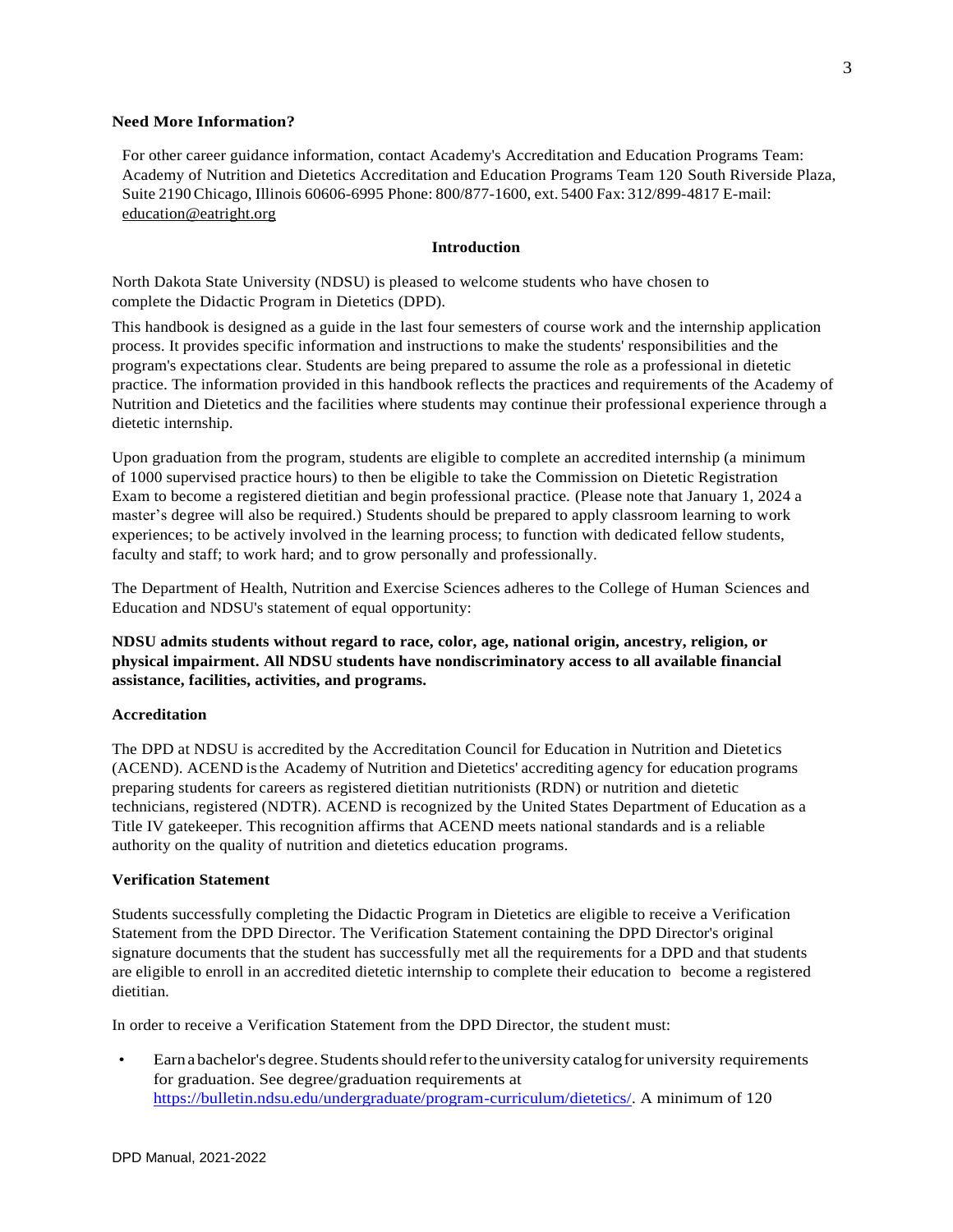**Need More Information?**

For other career guidance information, contact Academy's Accreditation and Education Programs Team: Academy of Nutrition and Dietetics Accreditation and Education Programs Team 120 South Riverside Plaza, Suite 2190 Chicago, Illinois 60606-6995 Phone: 800/877-1600, ext. 5400 Fax: 312/899-4817 E-mail: education@eatright.org

## Introduction

North Dakota State University (NDSU) is pleased to welcome students who have chosen to complete the Didactic Program in Dietetics (DPD).

This handbook is designed as a guide in the last four semesters of course work and the internship application process. It provides specific information and instructions to make the students' responsibilities and the program's expectations clear. Students are being prepared to assume the role as a professional in dietetic practice. The information provided in this handbook reflects the practices and requirements of the Academy of Nutrition and Dietetics and the facilities where students may continue their professional experience through a dietetic internship.

Upon graduation from the program, students are eligible to complete an accredited internship (a minimum of 1000 supervised practice hours) to then be eligible to take the Commission on Dietetic Registration Exam to become a registered dietitian and begin professional practice. (Please note that January 1, 2024 a master's degree will also be required.) Students should be prepared to apply classroom learning to work experiences; to be actively involved in the learning process; to function with dedicated fellow students, faculty and staff; to work hard; and to grow personally and professionally.

The Department of Health, Nutrition and Exercise Sciences adheres to the College of Human Sciences and Education and NDSU's statement of equal opportunity:

**NDSU admits students without regard to race, color, age, national origin, ancestry, religion, or physical impairment. All NDSU students have nondiscriminatory access to all available financial assistance, facilities, activities, and programs.**

**Accreditation**

The DPD at NDSU is accredited by the Accreditation Council for Education in Nutrition and Dietetics (ACEND). ACEND is the Academy of Nutrition and Dietetics' accrediting agency for education programs preparing students for careers as registered dietitian nutritionists (RDN) or nutrition and dietetic technicians, registered (NDTR). ACEND is recognized by the United States Department of Education as a Title IV gatekeeper. This recognition affirms that ACEND meets national standards and is a reliable authority on the quality of nutrition and dietetics education programs.

**Verification Statement**

Students successfully completing the Didactic Program in Dietetics are eligible to receive a Verification Statement from the DPD Director. The Verification Statement containing the DPD Director's original signature documents that the student has successfully met all the requirements for a DPD and that students are eligible to enroll in an accredited dietetic internship to complete their education to become a registered dietitian.

In order to receive a Verification Statement from the DPD Director, the student must:

- Earn a bachelor's degree. Students should refer to the university catalog for university requirements for graduation. See degree/graduation requirements at https://bulletin.ndsu.edu/undergraduate/program-curriculum/dietetics/. A minimum of 120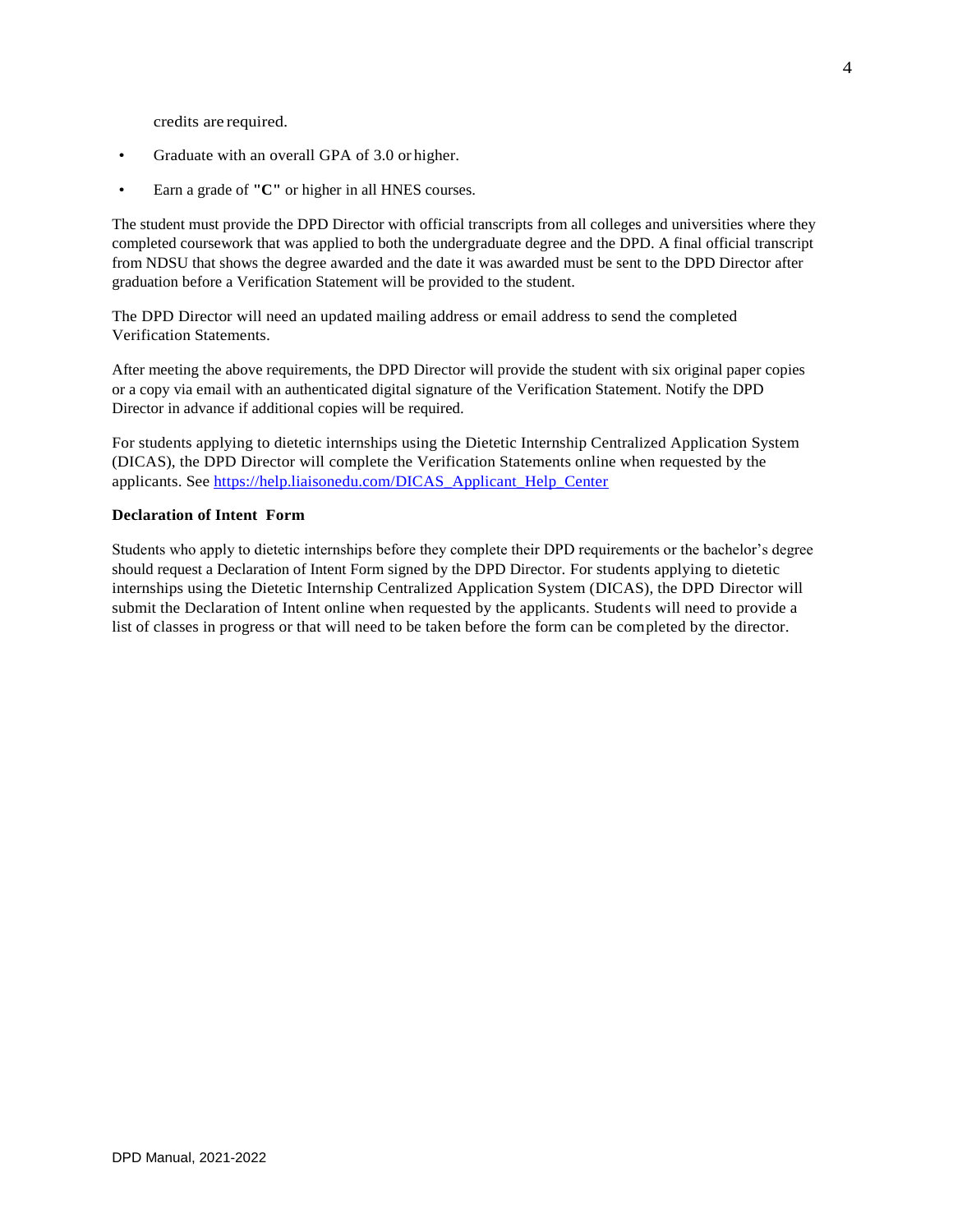credits are required.

- Graduate with an overall GPA of 3.0 or higher.
- Earn a grade of **"C"** or higher in all HNES courses.

The student must provide the DPD Director with official transcripts from all colleges and universities where they completed coursework that was applied to both the undergraduate degree and the DPD. A final official transcript from NDSU that shows the degree awarded and the date it was awarded must be sent to the DPD Director after graduation before a Verification Statement will be provided to the student.

The DPD Director will need an updated mailing address or email address to send the completed Verification Statements.

After meeting the above requirements, the DPD Director will provide the student with six original paper copies or a copy via email with an authenticated digital signature of the Verification Statement. Notify the DPD Director in advance if additional copies will be required.

For students applying to dietetic internships using the Dietetic Internship Centralized Application System (DICAS), the DPD Director will complete the Verification Statements online when requested by the applicants. See https://help.liaisonedu.com/DICAS_Applicant_Help_Center

**Declaration of Intent Form**

Students who apply to dietetic internships before they complete their DPD requirements or the bachelor's degree should request a Declaration of Intent Form signed by the DPD Director. For students applying to dietetic internships using the Dietetic Internship Centralized Application System (DICAS), the DPD Director will submit the Declaration of Intent online when requested by the applicants. Students will need to provide a list of classes in progress or that will need to be taken before the form can be completed by the director.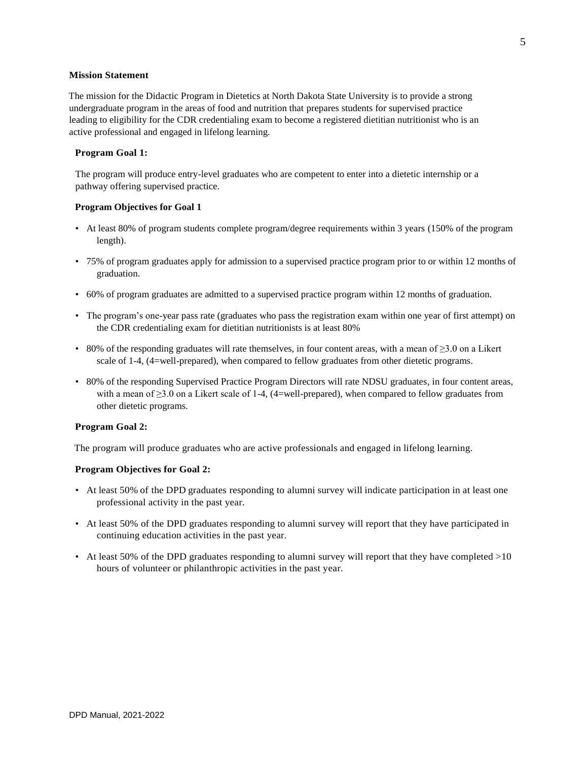**Mission Statement**

The mission for the Didactic Program in Dietetics at North Dakota State University is to provide a strong undergraduate program in the areas of food and nutrition that prepares students for supervised practice leading to eligibility for the CDR credentialing exam to become a registered dietitian nutritionist who is an active professional and engaged in lifelong learning.

**Program Goal 1:**

The program will produce entry-level graduates who are competent to enter into a dietetic internship or a pathway offering supervised practice.

**Program Objectives for Goal 1**

- At least 80% of program students complete program/degree requirements within 3 years (150% of the program length).
- 75% of program graduates apply for admission to a supervised practice program prior to or within 12 months of graduation.
- 60% of program graduates are admitted to a supervised practice program within 12 months of graduation.
- The program's one-year pass rate (graduates who pass the registration exam within one year of first attempt) on the CDR credentialing exam for dietitian nutritionists is at least 80%
- 80% of the responding graduates will rate themselves, in four content areas, with a mean of ≥3.0 on a Likert scale of 1-4, (4=well-prepared), when compared to fellow graduates from other dietetic programs.
- 80% of the responding Supervised Practice Program Directors will rate NDSU graduates, in four content areas, with a mean of ≥3.0 on a Likert scale of 1-4, (4=well-prepared), when compared to fellow graduates from other dietetic programs.

**Program Goal 2:**

The program will produce graduates who are active professionals and engaged in lifelong learning.

**Program Objectives for Goal 2:**

- At least 50% of the DPD graduates responding to alumni survey will indicate participation in at least one professional activity in the past year.
- At least 50% of the DPD graduates responding to alumni survey will report that they have participated in continuing education activities in the past year.
- At least 50% of the DPD graduates responding to alumni survey will report that they have completed >10 hours of volunteer or philanthropic activities in the past year.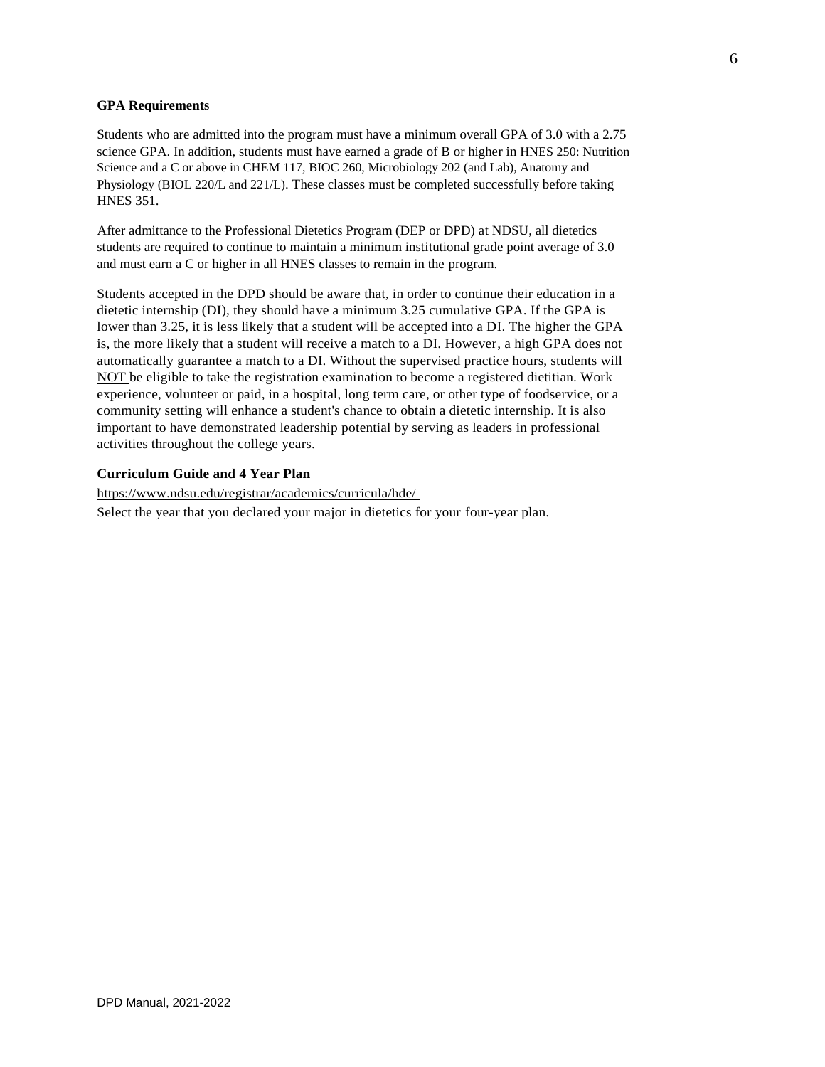**GPA Requirements**

Students who are admitted into the program must have a minimum overall GPA of 3.0 with a 2.75 science GPA. In addition, students must have earned a grade of B or higher in HNES 250: Nutrition Science and a C or above in CHEM 117, BIOC 260, Microbiology 202 (and Lab), Anatomy and Physiology (BIOL 220/L and 221/L). These classes must be completed successfully before taking HNES 351.

After admittance to the Professional Dietetics Program (DEP or DPD) at NDSU, all dietetics students are required to continue to maintain a minimum institutional grade point average of 3.0 and must earn a C or higher in all HNES classes to remain in the program.

Students accepted in the DPD should be aware that, in order to continue their education in a dietetic internship (DI), they should have a minimum 3.25 cumulative GPA. If the GPA is lower than 3.25, it is less likely that a student will be accepted into a DI. The higher the GPA is, the more likely that a student will receive a match to a DI. However, a high GPA does not automatically guarantee a match to a DI. Without the supervised practice hours, students will NOT be eligible to take the registration examination to become a registered dietitian. Work experience, volunteer or paid, in a hospital, long term care, or other type of foodservice, or a community setting will enhance a student's chance to obtain a dietetic internship. It is also important to have demonstrated leadership potential by serving as leaders in professional activities throughout the college years.

**Curriculum Guide and 4 Year Plan**

https://www.ndsu.edu/registrar/academics/curricula/hde/

Select the year that you declared your major in dietetics for your four-year plan.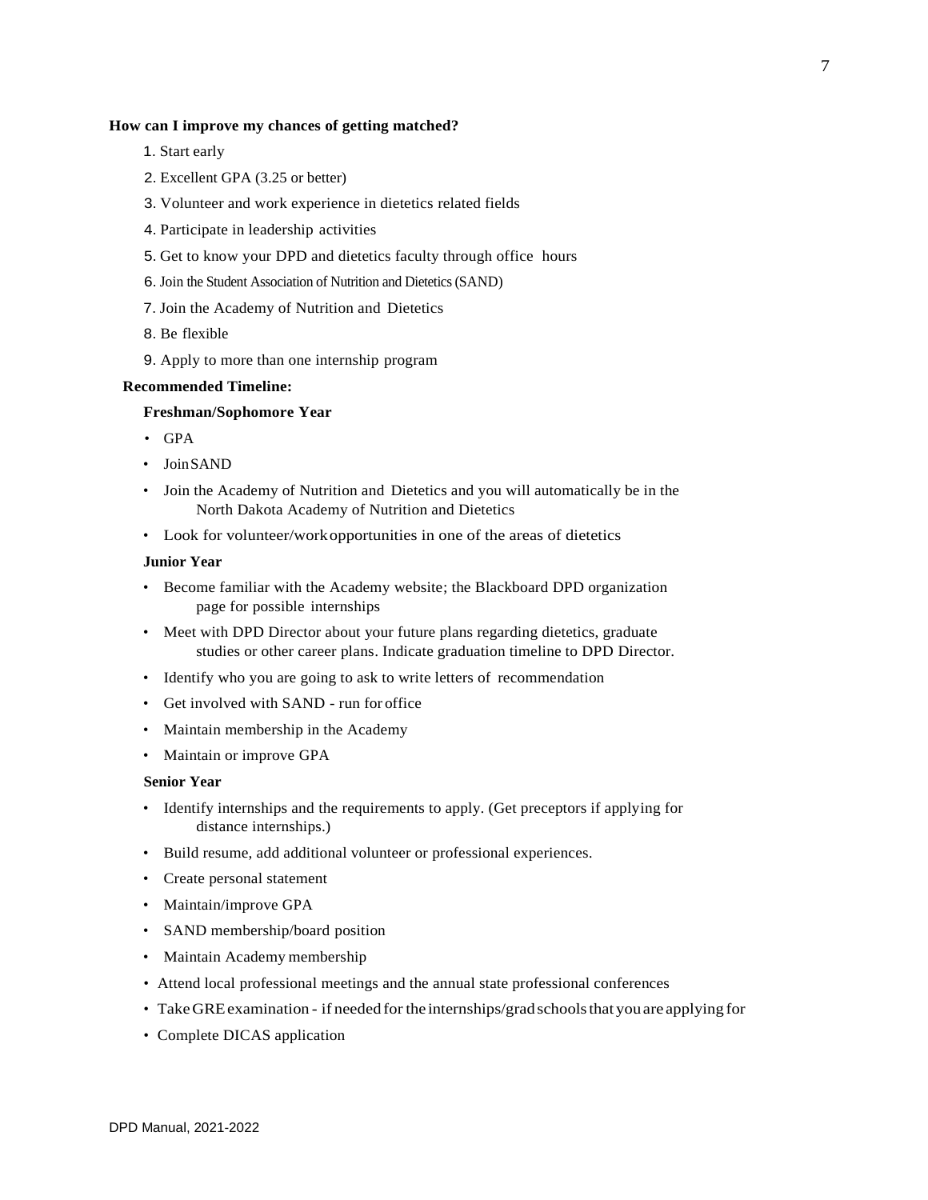**How can I improve my chances of getting matched?**

1. Start early
2. Excellent GPA (3.25 or better)
3. Volunteer and work experience in dietetics related fields
4. Participate in leadership activities
5. Get to know your DPD and dietetics faculty through office hours
6. Join the Student Association of Nutrition and Dietetics (SAND)
7. Join the Academy of Nutrition and Dietetics
8. Be flexible
9. Apply to more than one internship program

**Recommended Timeline:**

**Freshman/Sophomore Year**

- GPA
- Join SAND
- Join the Academy of Nutrition and Dietetics and you will automatically be in the North Dakota Academy of Nutrition and Dietetics
- Look for volunteer/work opportunities in one of the areas of dietetics

**Junior Year**

- Become familiar with the Academy website; the Blackboard DPD organization page for possible internships
- Meet with DPD Director about your future plans regarding dietetics, graduate studies or other career plans. Indicate graduation timeline to DPD Director.
- Identify who you are going to ask to write letters of recommendation
- Get involved with SAND - run for office
- Maintain membership in the Academy
- Maintain or improve GPA

**Senior Year**

- Identify internships and the requirements to apply. (Get preceptors if applying for distance internships.)
- Build resume, add additional volunteer or professional experiences.
- Create personal statement
- Maintain/improve GPA
- SAND membership/board position
- Maintain Academy membership
- Attend local professional meetings and the annual state professional conferences
- Take GRE examination - if needed for the internships/grad schools that you are applying for
- Complete DICAS application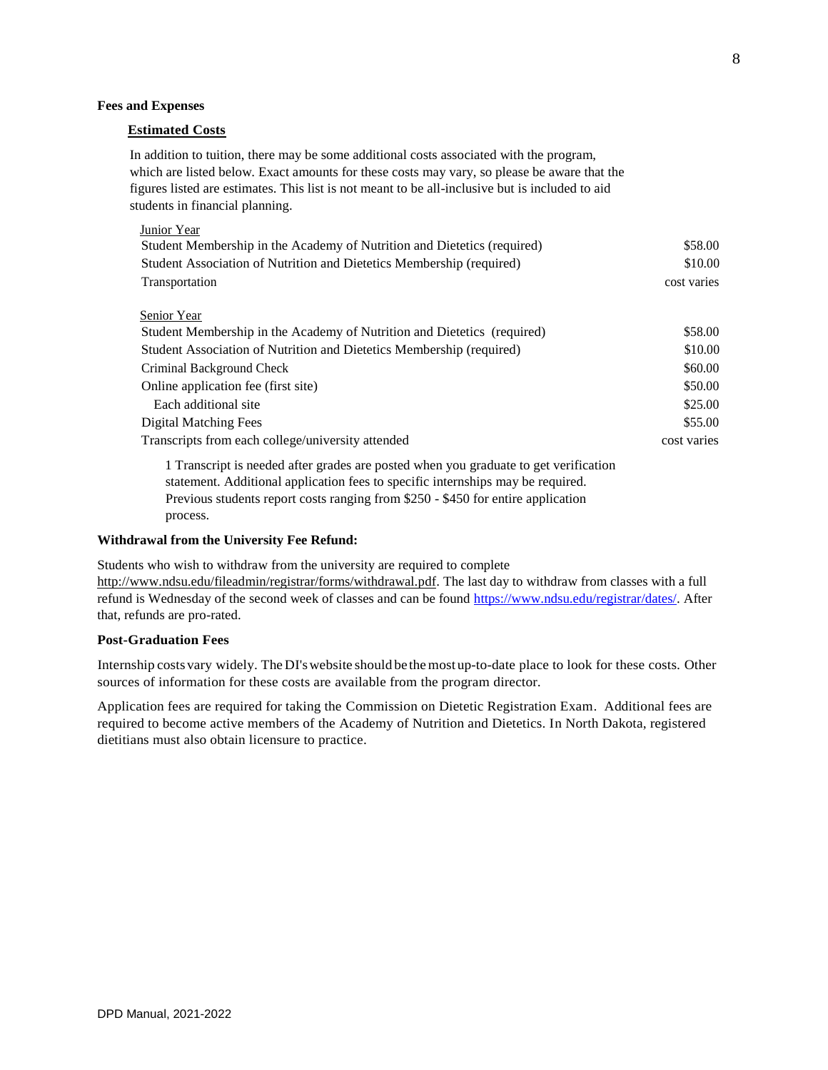**Fees and Expenses**

**Estimated Costs**

In addition to tuition, there may be some additional costs associated with the program, which are listed below. Exact amounts for these costs may vary, so please be aware that the figures listed are estimates. This list is not meant to be all-inclusive but is included to aid students in financial planning.

| Junior Year | |
|---|---|
| Student Membership in the Academy of Nutrition and Dietetics (required) | $58.00 |
| Student Association of Nutrition and Dietetics Membership (required) | $10.00 |
| Transportation | cost varies |

| Senior Year | |
|---|---|
| Student Membership in the Academy of Nutrition and Dietetics (required) | $58.00 |
| Student Association of Nutrition and Dietetics Membership (required) | $10.00 |
| Criminal Background Check | $60.00 |
| Online application fee (first site) | $50.00 |
| Each additional site | $25.00 |
| Digital Matching Fees | $55.00 |
| Transcripts from each college/university attended | cost varies |

1 Transcript is needed after grades are posted when you graduate to get verification statement. Additional application fees to specific internships may be required. Previous students report costs ranging from $250 - $450 for entire application process.

**Withdrawal from the University Fee Refund:**

Students who wish to withdraw from the university are required to complete http://www.ndsu.edu/fileadmin/registrar/forms/withdrawal.pdf. The last day to withdraw from classes with a full refund is Wednesday of the second week of classes and can be found https://www.ndsu.edu/registrar/dates/. After that, refunds are pro-rated.

**Post-Graduation Fees**

Internship costs vary widely. The DI's website should be the most up-to-date place to look for these costs. Other sources of information for these costs are available from the program director.

Application fees are required for taking the Commission on Dietetic Registration Exam. Additional fees are required to become active members of the Academy of Nutrition and Dietetics. In North Dakota, registered dietitians must also obtain licensure to practice.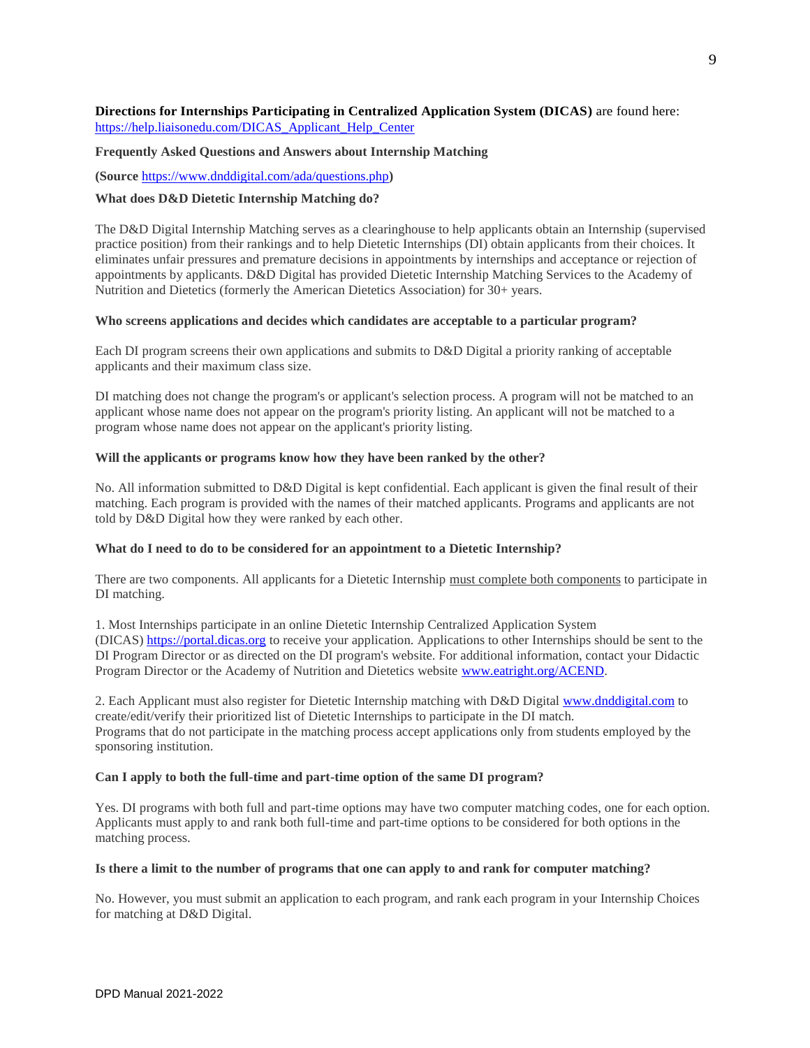**Directions for Internships Participating in Centralized Application System (DICAS)** are found here: https://help.liaisonedu.com/DICAS_Applicant_Help_Center

**Frequently Asked Questions and Answers about Internship Matching**

**(Source** https://www.dnddigital.com/ada/questions.php**)**

**What does D&D Dietetic Internship Matching do?**

The D&D Digital Internship Matching serves as a clearinghouse to help applicants obtain an Internship (supervised practice position) from their rankings and to help Dietetic Internships (DI) obtain applicants from their choices. It eliminates unfair pressures and premature decisions in appointments by internships and acceptance or rejection of appointments by applicants. D&D Digital has provided Dietetic Internship Matching Services to the Academy of Nutrition and Dietetics (formerly the American Dietetics Association) for 30+ years.

**Who screens applications and decides which candidates are acceptable to a particular program?**

Each DI program screens their own applications and submits to D&D Digital a priority ranking of acceptable applicants and their maximum class size.

DI matching does not change the program's or applicant's selection process. A program will not be matched to an applicant whose name does not appear on the program's priority listing. An applicant will not be matched to a program whose name does not appear on the applicant's priority listing.

**Will the applicants or programs know how they have been ranked by the other?**

No. All information submitted to D&D Digital is kept confidential. Each applicant is given the final result of their matching. Each program is provided with the names of their matched applicants. Programs and applicants are not told by D&D Digital how they were ranked by each other.

**What do I need to do to be considered for an appointment to a Dietetic Internship?**

There are two components. All applicants for a Dietetic Internship must complete both components to participate in DI matching.

1. Most Internships participate in an online Dietetic Internship Centralized Application System (DICAS) https://portal.dicas.org to receive your application. Applications to other Internships should be sent to the DI Program Director or as directed on the DI program's website. For additional information, contact your Didactic Program Director or the Academy of Nutrition and Dietetics website www.eatright.org/ACEND.

2. Each Applicant must also register for Dietetic Internship matching with D&D Digital www.dnddigital.com to create/edit/verify their prioritized list of Dietetic Internships to participate in the DI match. Programs that do not participate in the matching process accept applications only from students employed by the sponsoring institution.

**Can I apply to both the full-time and part-time option of the same DI program?**

Yes. DI programs with both full and part-time options may have two computer matching codes, one for each option. Applicants must apply to and rank both full-time and part-time options to be considered for both options in the matching process.

**Is there a limit to the number of programs that one can apply to and rank for computer matching?**

No. However, you must submit an application to each program, and rank each program in your Internship Choices for matching at D&D Digital.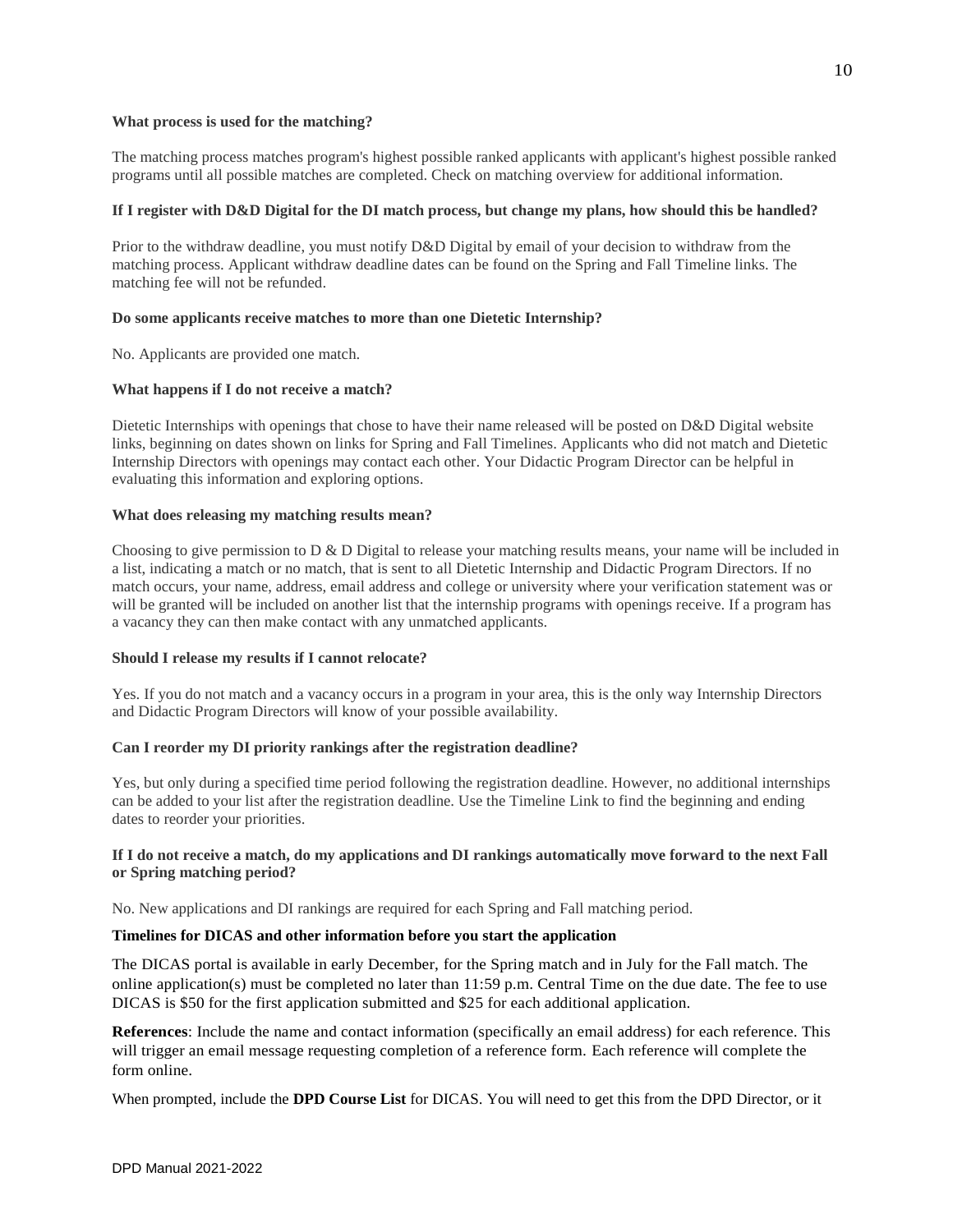**What process is used for the matching?**

The matching process matches program's highest possible ranked applicants with applicant's highest possible ranked programs until all possible matches are completed. Check on matching overview for additional information.

**If I register with D&D Digital for the DI match process, but change my plans, how should this be handled?**

Prior to the withdraw deadline, you must notify D&D Digital by email of your decision to withdraw from the matching process. Applicant withdraw deadline dates can be found on the Spring and Fall Timeline links. The matching fee will not be refunded.

**Do some applicants receive matches to more than one Dietetic Internship?**

No. Applicants are provided one match.

**What happens if I do not receive a match?**

Dietetic Internships with openings that chose to have their name released will be posted on D&D Digital website links, beginning on dates shown on links for Spring and Fall Timelines. Applicants who did not match and Dietetic Internship Directors with openings may contact each other. Your Didactic Program Director can be helpful in evaluating this information and exploring options.

**What does releasing my matching results mean?**

Choosing to give permission to D & D Digital to release your matching results means, your name will be included in a list, indicating a match or no match, that is sent to all Dietetic Internship and Didactic Program Directors. If no match occurs, your name, address, email address and college or university where your verification statement was or will be granted will be included on another list that the internship programs with openings receive. If a program has a vacancy they can then make contact with any unmatched applicants.

**Should I release my results if I cannot relocate?**

Yes. If you do not match and a vacancy occurs in a program in your area, this is the only way Internship Directors and Didactic Program Directors will know of your possible availability.

**Can I reorder my DI priority rankings after the registration deadline?**

Yes, but only during a specified time period following the registration deadline. However, no additional internships can be added to your list after the registration deadline. Use the Timeline Link to find the beginning and ending dates to reorder your priorities.

**If I do not receive a match, do my applications and DI rankings automatically move forward to the next Fall or Spring matching period?**

No. New applications and DI rankings are required for each Spring and Fall matching period.

**Timelines for DICAS and other information before you start the application**

The DICAS portal is available in early December, for the Spring match and in July for the Fall match. The online application(s) must be completed no later than 11:59 p.m. Central Time on the due date. The fee to use DICAS is $50 for the first application submitted and $25 for each additional application.

**References**: Include the name and contact information (specifically an email address) for each reference. This will trigger an email message requesting completion of a reference form. Each reference will complete the form online.

When prompted, include the **DPD Course List** for DICAS. You will need to get this from the DPD Director, or it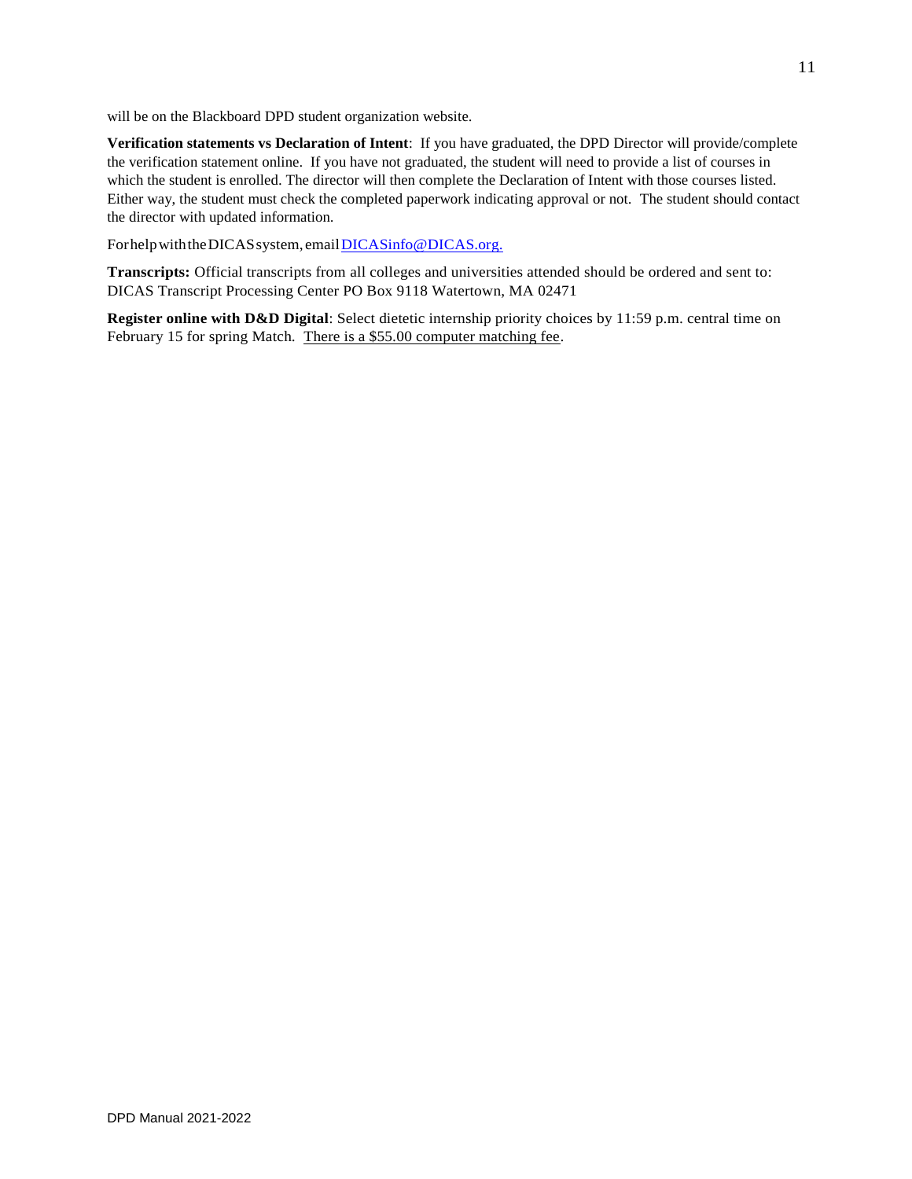will be on the Blackboard DPD student organization website.

**Verification statements vs Declaration of Intent**: If you have graduated, the DPD Director will provide/complete the verification statement online. If you have not graduated, the student will need to provide a list of courses in which the student is enrolled. The director will then complete the Declaration of Intent with those courses listed. Either way, the student must check the completed paperwork indicating approval or not. The student should contact the director with updated information.

For help with the DICAS system, email DICASinfo@DICAS.org.

**Transcripts:** Official transcripts from all colleges and universities attended should be ordered and sent to: DICAS Transcript Processing Center PO Box 9118 Watertown, MA 02471

**Register online with D&D Digital**: Select dietetic internship priority choices by 11:59 p.m. central time on February 15 for spring Match. There is a $55.00 computer matching fee.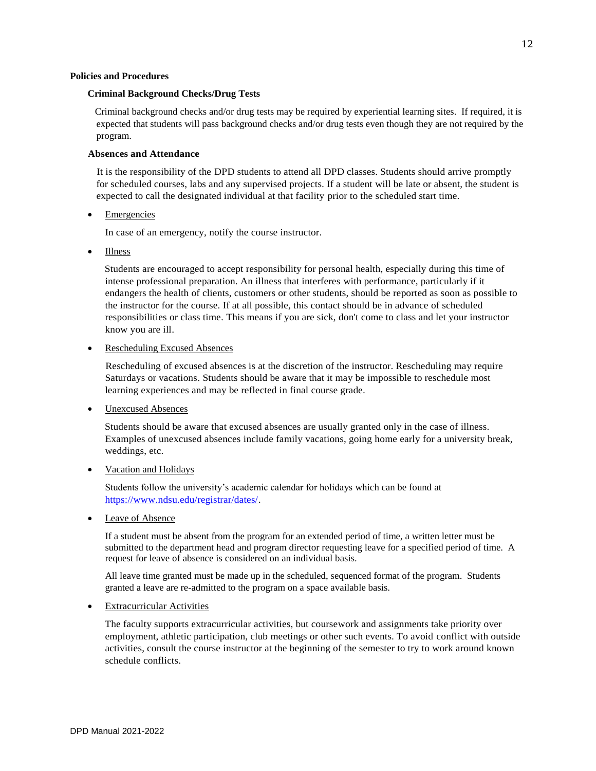## Policies and Procedures

### Criminal Background Checks/Drug Tests

Criminal background checks and/or drug tests may be required by experiential learning sites. If required, it is expected that students will pass background checks and/or drug tests even though they are not required by the program.

### Absences and Attendance

It is the responsibility of the DPD students to attend all DPD classes. Students should arrive promptly for scheduled courses, labs and any supervised projects. If a student will be late or absent, the student is expected to call the designated individual at that facility prior to the scheduled start time.

- Emergencies

  In case of an emergency, notify the course instructor.

- Illness

  Students are encouraged to accept responsibility for personal health, especially during this time of intense professional preparation. An illness that interferes with performance, particularly if it endangers the health of clients, customers or other students, should be reported as soon as possible to the instructor for the course. If at all possible, this contact should be in advance of scheduled responsibilities or class time. This means if you are sick, don't come to class and let your instructor know you are ill.

- Rescheduling Excused Absences

  Rescheduling of excused absences is at the discretion of the instructor. Rescheduling may require Saturdays or vacations. Students should be aware that it may be impossible to reschedule most learning experiences and may be reflected in final course grade.

- Unexcused Absences

  Students should be aware that excused absences are usually granted only in the case of illness. Examples of unexcused absences include family vacations, going home early for a university break, weddings, etc.

- Vacation and Holidays

  Students follow the university's academic calendar for holidays which can be found at https://www.ndsu.edu/registrar/dates/.

- Leave of Absence

  If a student must be absent from the program for an extended period of time, a written letter must be submitted to the department head and program director requesting leave for a specified period of time. A request for leave of absence is considered on an individual basis.

  All leave time granted must be made up in the scheduled, sequenced format of the program. Students granted a leave are re-admitted to the program on a space available basis.

- Extracurricular Activities

  The faculty supports extracurricular activities, but coursework and assignments take priority over employment, athletic participation, club meetings or other such events. To avoid conflict with outside activities, consult the course instructor at the beginning of the semester to try to work around known schedule conflicts.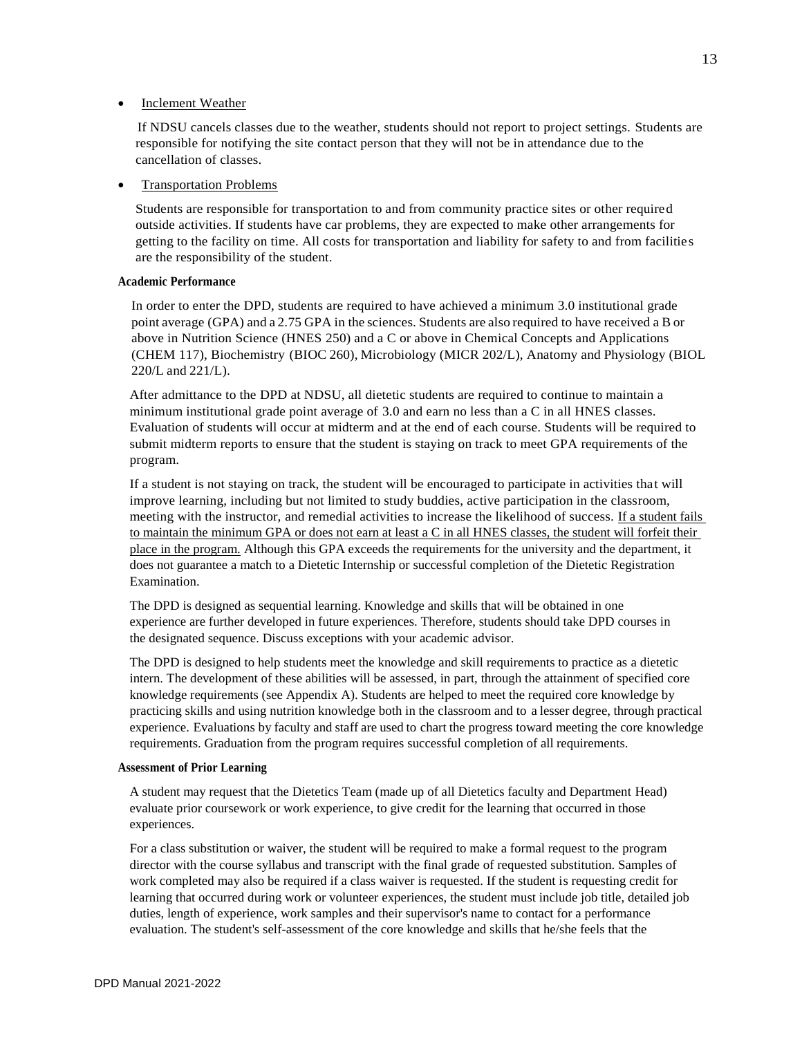- Inclement Weather

  If NDSU cancels classes due to the weather, students should not report to project settings. Students are responsible for notifying the site contact person that they will not be in attendance due to the cancellation of classes.

- Transportation Problems

  Students are responsible for transportation to and from community practice sites or other required outside activities. If students have car problems, they are expected to make other arrangements for getting to the facility on time. All costs for transportation and liability for safety to and from facilities are the responsibility of the student.

**Academic Performance**

In order to enter the DPD, students are required to have achieved a minimum 3.0 institutional grade point average (GPA) and a 2.75 GPA in the sciences. Students are also required to have received a B or above in Nutrition Science (HNES 250) and a C or above in Chemical Concepts and Applications (CHEM 117), Biochemistry (BIOC 260), Microbiology (MICR 202/L), Anatomy and Physiology (BIOL 220/L and 221/L).

After admittance to the DPD at NDSU, all dietetic students are required to continue to maintain a minimum institutional grade point average of 3.0 and earn no less than a C in all HNES classes. Evaluation of students will occur at midterm and at the end of each course. Students will be required to submit midterm reports to ensure that the student is staying on track to meet GPA requirements of the program.

If a student is not staying on track, the student will be encouraged to participate in activities that will improve learning, including but not limited to study buddies, active participation in the classroom, meeting with the instructor, and remedial activities to increase the likelihood of success. <u>If a student fails to maintain the minimum GPA or does not earn at least a C in all HNES classes, the student will forfeit their place in the program.</u> Although this GPA exceeds the requirements for the university and the department, it does not guarantee a match to a Dietetic Internship or successful completion of the Dietetic Registration Examination.

The DPD is designed as sequential learning. Knowledge and skills that will be obtained in one experience are further developed in future experiences. Therefore, students should take DPD courses in the designated sequence. Discuss exceptions with your academic advisor.

The DPD is designed to help students meet the knowledge and skill requirements to practice as a dietetic intern. The development of these abilities will be assessed, in part, through the attainment of specified core knowledge requirements (see Appendix A). Students are helped to meet the required core knowledge by practicing skills and using nutrition knowledge both in the classroom and to a lesser degree, through practical experience. Evaluations by faculty and staff are used to chart the progress toward meeting the core knowledge requirements. Graduation from the program requires successful completion of all requirements.

**Assessment of Prior Learning**

A student may request that the Dietetics Team (made up of all Dietetics faculty and Department Head) evaluate prior coursework or work experience, to give credit for the learning that occurred in those experiences.

For a class substitution or waiver, the student will be required to make a formal request to the program director with the course syllabus and transcript with the final grade of requested substitution. Samples of work completed may also be required if a class waiver is requested. If the student is requesting credit for learning that occurred during work or volunteer experiences, the student must include job title, detailed job duties, length of experience, work samples and their supervisor's name to contact for a performance evaluation. The student's self-assessment of the core knowledge and skills that he/she feels that the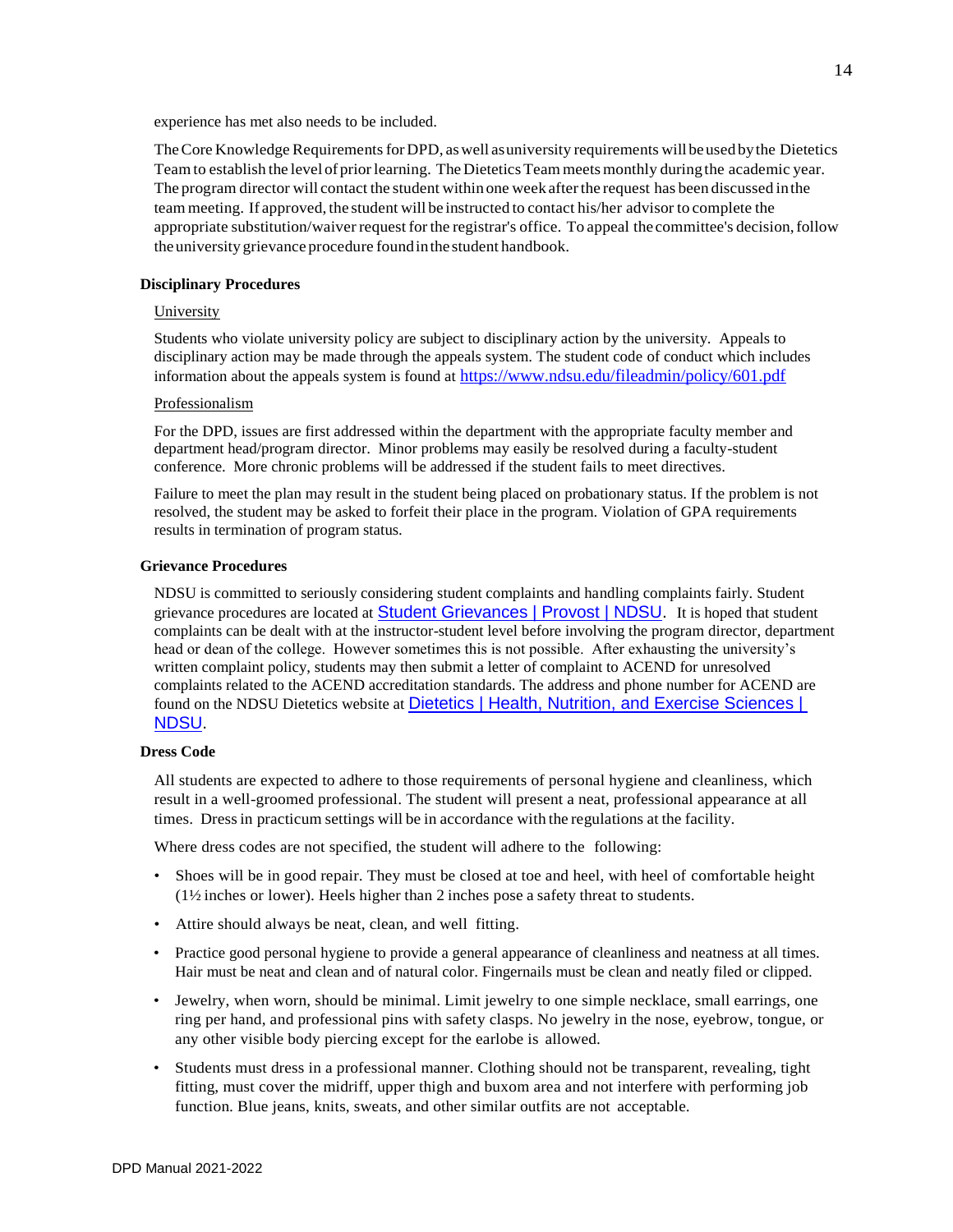experience has met also needs to be included.

The Core Knowledge Requirements for DPD, as well as university requirements will be used by the Dietetics Team to establish the level of prior learning. The Dietetics Team meets monthly during the academic year. The program director will contact the student within one week after the request has been discussed in the team meeting. If approved, the student will be instructed to contact his/her advisor to complete the appropriate substitution/waiver request for the registrar's office. To appeal the committee's decision, follow the university grievance procedure found in the student handbook.

### Disciplinary Procedures

University

Students who violate university policy are subject to disciplinary action by the university. Appeals to disciplinary action may be made through the appeals system. The student code of conduct which includes information about the appeals system is found at [https://www.ndsu.edu/fileadmin/policy/601.pdf](https://www.ndsu.edu/fileadmin/policy/601.pdf)

Professionalism

For the DPD, issues are first addressed within the department with the appropriate faculty member and department head/program director. Minor problems may easily be resolved during a faculty-student conference. More chronic problems will be addressed if the student fails to meet directives.

Failure to meet the plan may result in the student being placed on probationary status. If the problem is not resolved, the student may be asked to forfeit their place in the program. Violation of GPA requirements results in termination of program status.

### Grievance Procedures

NDSU is committed to seriously considering student complaints and handling complaints fairly. Student grievance procedures are located at Student Grievances | Provost | NDSU. It is hoped that student complaints can be dealt with at the instructor-student level before involving the program director, department head or dean of the college. However sometimes this is not possible. After exhausting the university's written complaint policy, students may then submit a letter of complaint to ACEND for unresolved complaints related to the ACEND accreditation standards. The address and phone number for ACEND are found on the NDSU Dietetics website at Dietetics | Health, Nutrition, and Exercise Sciences | NDSU.

### Dress Code

All students are expected to adhere to those requirements of personal hygiene and cleanliness, which result in a well-groomed professional. The student will present a neat, professional appearance at all times. Dress in practicum settings will be in accordance with the regulations at the facility.

Where dress codes are not specified, the student will adhere to the following:

- Shoes will be in good repair. They must be closed at toe and heel, with heel of comfortable height (1½ inches or lower). Heels higher than 2 inches pose a safety threat to students.
- Attire should always be neat, clean, and well fitting.
- Practice good personal hygiene to provide a general appearance of cleanliness and neatness at all times. Hair must be neat and clean and of natural color. Fingernails must be clean and neatly filed or clipped.
- Jewelry, when worn, should be minimal. Limit jewelry to one simple necklace, small earrings, one ring per hand, and professional pins with safety clasps. No jewelry in the nose, eyebrow, tongue, or any other visible body piercing except for the earlobe is allowed.
- Students must dress in a professional manner. Clothing should not be transparent, revealing, tight fitting, must cover the midriff, upper thigh and buxom area and not interfere with performing job function. Blue jeans, knits, sweats, and other similar outfits are not acceptable.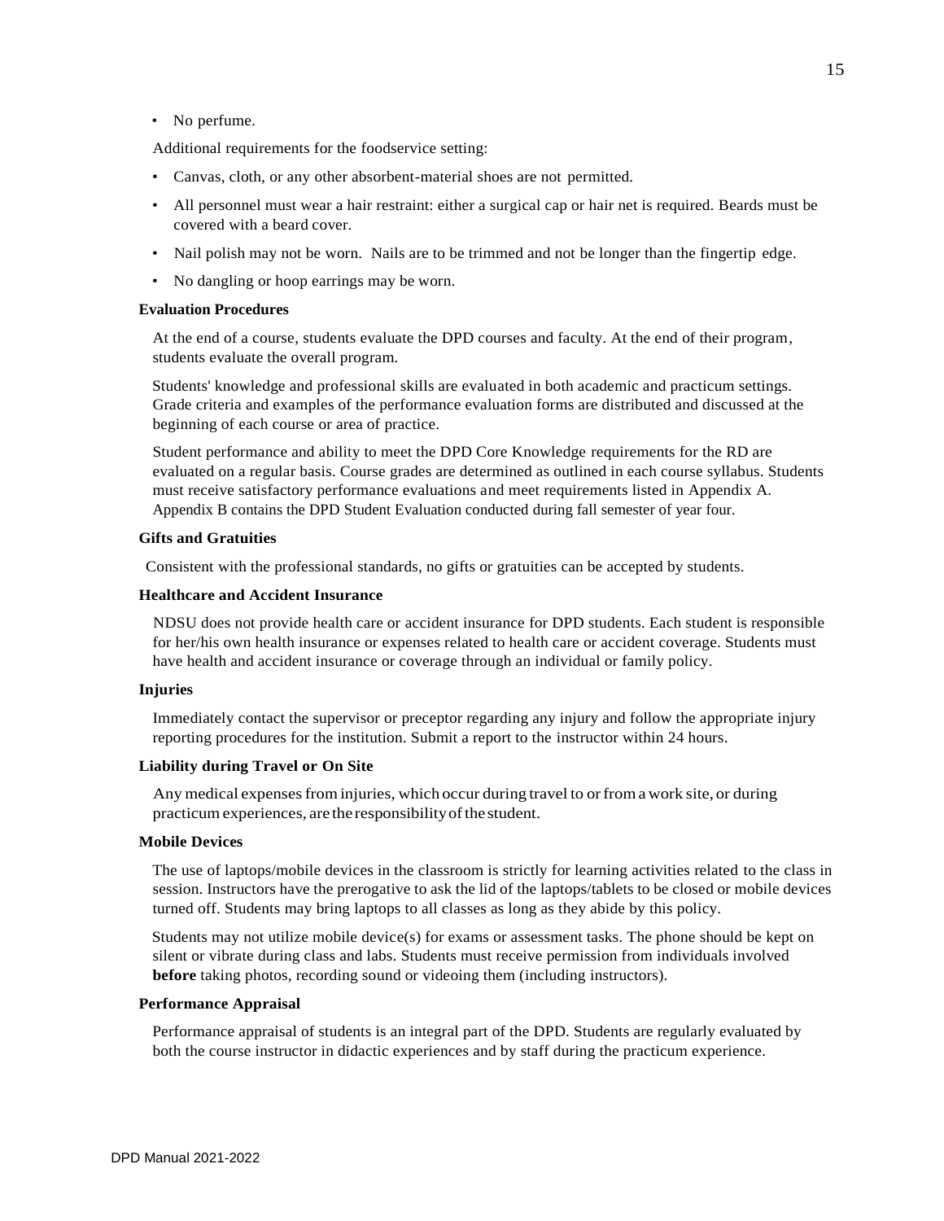- No perfume.

Additional requirements for the foodservice setting:

- Canvas, cloth, or any other absorbent-material shoes are not permitted.
- All personnel must wear a hair restraint: either a surgical cap or hair net is required. Beards must be covered with a beard cover.
- Nail polish may not be worn. Nails are to be trimmed and not be longer than the fingertip edge.
- No dangling or hoop earrings may be worn.

**Evaluation Procedures**

At the end of a course, students evaluate the DPD courses and faculty. At the end of their program, students evaluate the overall program.

Students' knowledge and professional skills are evaluated in both academic and practicum settings. Grade criteria and examples of the performance evaluation forms are distributed and discussed at the beginning of each course or area of practice.

Student performance and ability to meet the DPD Core Knowledge requirements for the RD are evaluated on a regular basis. Course grades are determined as outlined in each course syllabus. Students must receive satisfactory performance evaluations and meet requirements listed in Appendix A. Appendix B contains the DPD Student Evaluation conducted during fall semester of year four.

**Gifts and Gratuities**

Consistent with the professional standards, no gifts or gratuities can be accepted by students.

**Healthcare and Accident Insurance**

NDSU does not provide health care or accident insurance for DPD students. Each student is responsible for her/his own health insurance or expenses related to health care or accident coverage. Students must have health and accident insurance or coverage through an individual or family policy.

**Injuries**

Immediately contact the supervisor or preceptor regarding any injury and follow the appropriate injury reporting procedures for the institution. Submit a report to the instructor within 24 hours.

**Liability during Travel or On Site**

Any medical expenses from injuries, which occur during travel to or from a work site, or during practicum experiences, are the responsibility of the student.

**Mobile Devices**

The use of laptops/mobile devices in the classroom is strictly for learning activities related to the class in session. Instructors have the prerogative to ask the lid of the laptops/tablets to be closed or mobile devices turned off. Students may bring laptops to all classes as long as they abide by this policy.

Students may not utilize mobile device(s) for exams or assessment tasks. The phone should be kept on silent or vibrate during class and labs. Students must receive permission from individuals involved **before** taking photos, recording sound or videoing them (including instructors).

**Performance Appraisal**

Performance appraisal of students is an integral part of the DPD. Students are regularly evaluated by both the course instructor in didactic experiences and by staff during the practicum experience.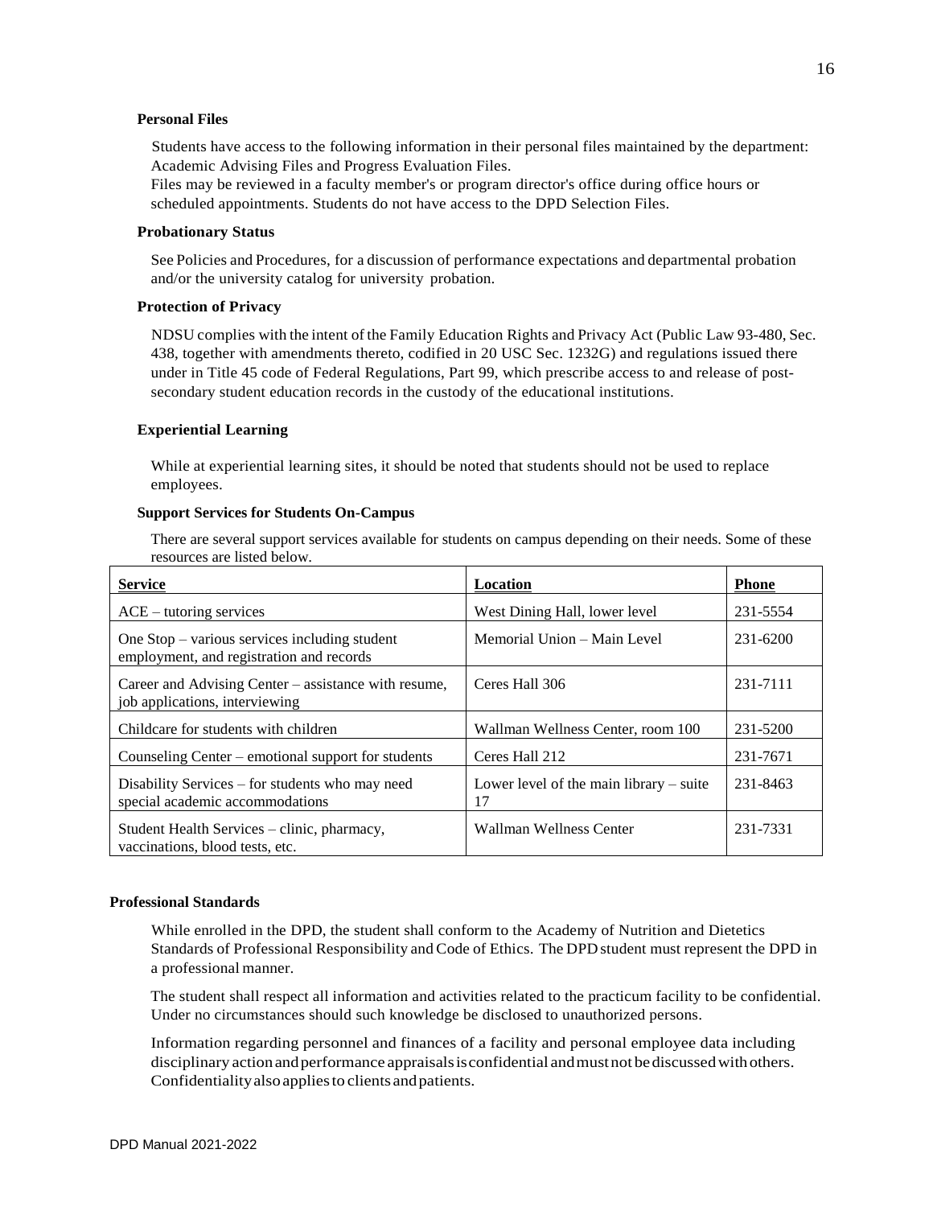### Personal Files

Students have access to the following information in their personal files maintained by the department: Academic Advising Files and Progress Evaluation Files.

Files may be reviewed in a faculty member's or program director's office during office hours or scheduled appointments. Students do not have access to the DPD Selection Files.

### Probationary Status

See Policies and Procedures, for a discussion of performance expectations and departmental probation and/or the university catalog for university probation.

### Protection of Privacy

NDSU complies with the intent of the Family Education Rights and Privacy Act (Public Law 93-480, Sec. 438, together with amendments thereto, codified in 20 USC Sec. 1232G) and regulations issued there under in Title 45 code of Federal Regulations, Part 99, which prescribe access to and release of post-secondary student education records in the custody of the educational institutions.

### Experiential Learning

While at experiential learning sites, it should be noted that students should not be used to replace employees.

### Support Services for Students On-Campus

There are several support services available for students on campus depending on their needs. Some of these resources are listed below.

| Service | Location | Phone |
|---|---|---|
| ACE – tutoring services | West Dining Hall, lower level | 231-5554 |
| One Stop – various services including student employment, and registration and records | Memorial Union – Main Level | 231-6200 |
| Career and Advising Center – assistance with resume, job applications, interviewing | Ceres Hall 306 | 231-7111 |
| Childcare for students with children | Wallman Wellness Center, room 100 | 231-5200 |
| Counseling Center – emotional support for students | Ceres Hall 212 | 231-7671 |
| Disability Services – for students who may need special academic accommodations | Lower level of the main library – suite 17 | 231-8463 |
| Student Health Services – clinic, pharmacy, vaccinations, blood tests, etc. | Wallman Wellness Center | 231-7331 |

### Professional Standards

While enrolled in the DPD, the student shall conform to the Academy of Nutrition and Dietetics Standards of Professional Responsibility and Code of Ethics. The DPD student must represent the DPD in a professional manner.

The student shall respect all information and activities related to the practicum facility to be confidential. Under no circumstances should such knowledge be disclosed to unauthorized persons.

Information regarding personnel and finances of a facility and personal employee data including disciplinary action and performance appraisals is confidential and must not be discussed with others. Confidentiality also applies to clients and patients.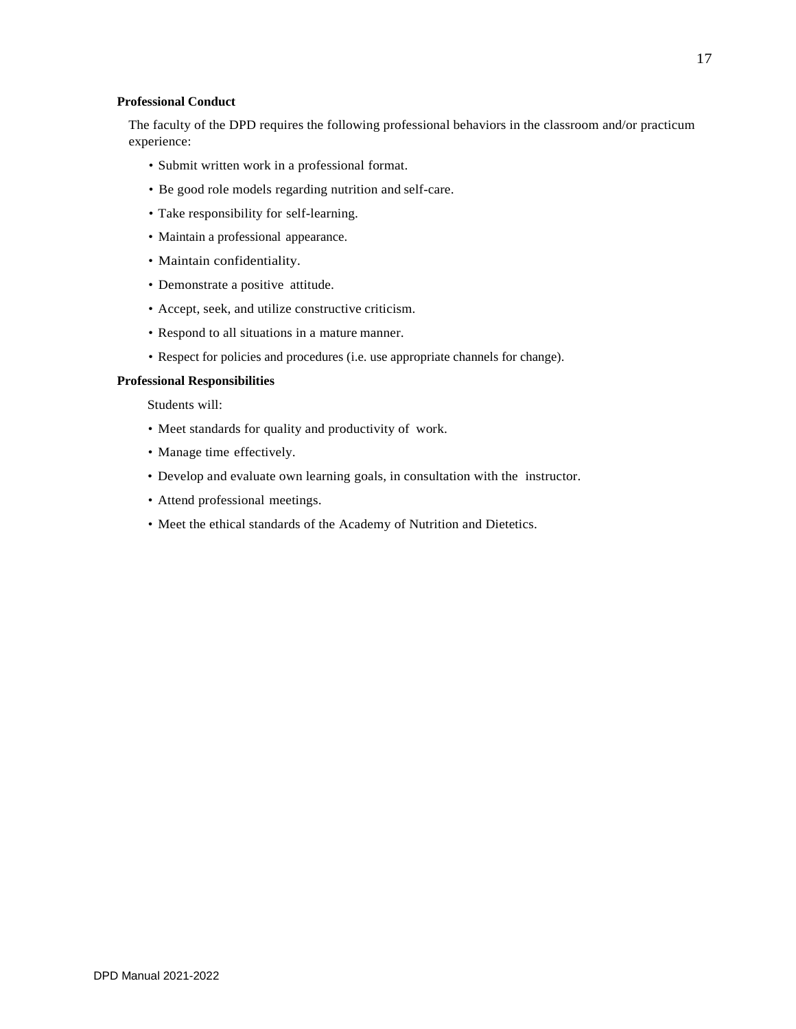**Professional Conduct**

The faculty of the DPD requires the following professional behaviors in the classroom and/or practicum experience:

- Submit written work in a professional format.
- Be good role models regarding nutrition and self-care.
- Take responsibility for self-learning.
- Maintain a professional appearance.
- Maintain confidentiality.
- Demonstrate a positive attitude.
- Accept, seek, and utilize constructive criticism.
- Respond to all situations in a mature manner.
- Respect for policies and procedures (i.e. use appropriate channels for change).

**Professional Responsibilities**

Students will:

- Meet standards for quality and productivity of work.
- Manage time effectively.
- Develop and evaluate own learning goals, in consultation with the instructor.
- Attend professional meetings.
- Meet the ethical standards of the Academy of Nutrition and Dietetics.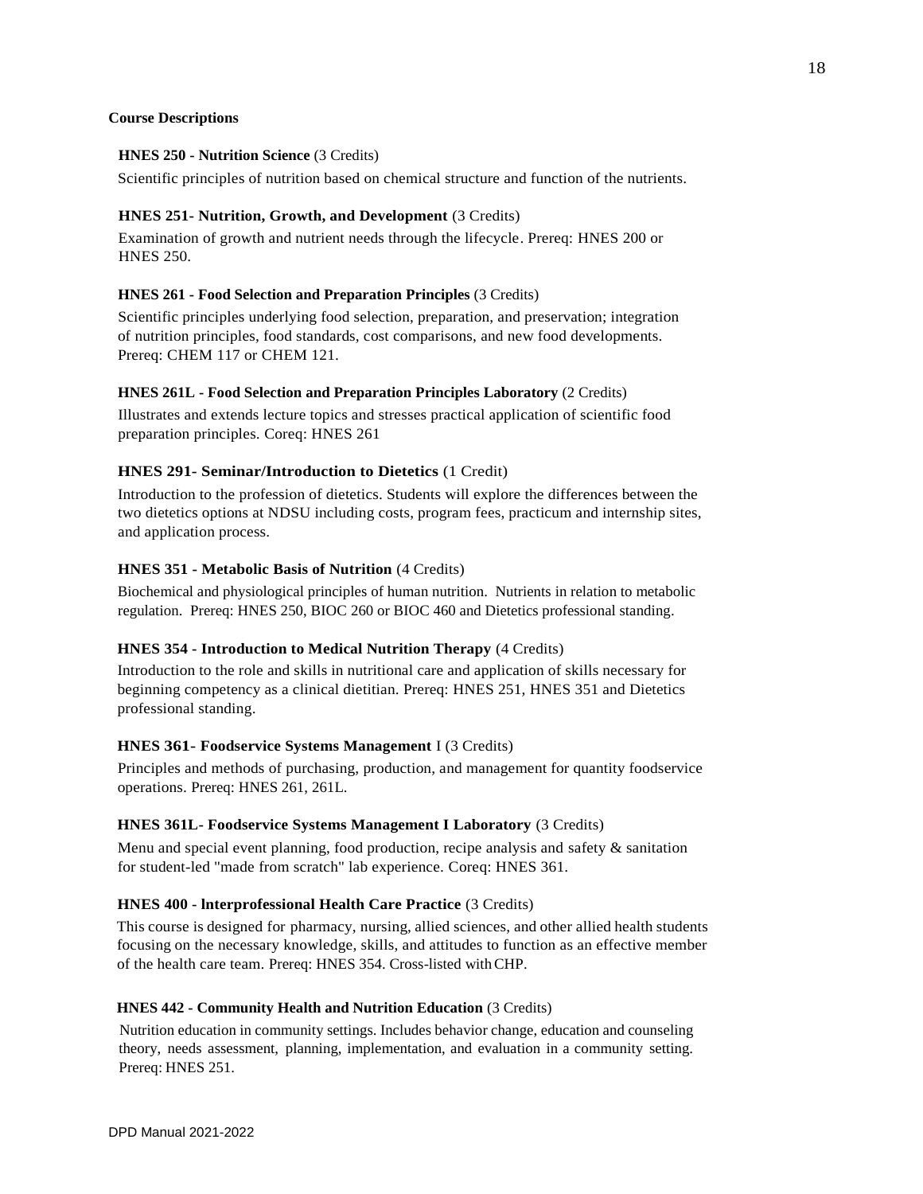**Course Descriptions**

**HNES 250 - Nutrition Science** (3 Credits)

Scientific principles of nutrition based on chemical structure and function of the nutrients.

**HNES 251- Nutrition, Growth, and Development** (3 Credits)

Examination of growth and nutrient needs through the lifecycle. Prereq: HNES 200 or HNES 250.

**HNES 261 - Food Selection and Preparation Principles** (3 Credits)

Scientific principles underlying food selection, preparation, and preservation; integration of nutrition principles, food standards, cost comparisons, and new food developments. Prereq: CHEM 117 or CHEM 121.

**HNES 261L - Food Selection and Preparation Principles Laboratory** (2 Credits)

Illustrates and extends lecture topics and stresses practical application of scientific food preparation principles. Coreq: HNES 261

**HNES 291- Seminar/Introduction to Dietetics** (1 Credit)

Introduction to the profession of dietetics. Students will explore the differences between the two dietetics options at NDSU including costs, program fees, practicum and internship sites, and application process.

**HNES 351 - Metabolic Basis of Nutrition** (4 Credits)

Biochemical and physiological principles of human nutrition. Nutrients in relation to metabolic regulation. Prereq: HNES 250, BIOC 260 or BIOC 460 and Dietetics professional standing.

**HNES 354 - Introduction to Medical Nutrition Therapy** (4 Credits)

Introduction to the role and skills in nutritional care and application of skills necessary for beginning competency as a clinical dietitian. Prereq: HNES 251, HNES 351 and Dietetics professional standing.

**HNES 361- Foodservice Systems Management** I (3 Credits)

Principles and methods of purchasing, production, and management for quantity foodservice operations. Prereq: HNES 261, 261L.

**HNES 361L- Foodservice Systems Management I Laboratory** (3 Credits)

Menu and special event planning, food production, recipe analysis and safety & sanitation for student-led "made from scratch" lab experience. Coreq: HNES 361.

**HNES 400 - lnterprofessional Health Care Practice** (3 Credits)

This course is designed for pharmacy, nursing, allied sciences, and other allied health students focusing on the necessary knowledge, skills, and attitudes to function as an effective member of the health care team. Prereq: HNES 354. Cross-listed with CHP.

**HNES 442 - Community Health and Nutrition Education** (3 Credits)

Nutrition education in community settings. Includes behavior change, education and counseling theory, needs assessment, planning, implementation, and evaluation in a community setting. Prereq: HNES 251.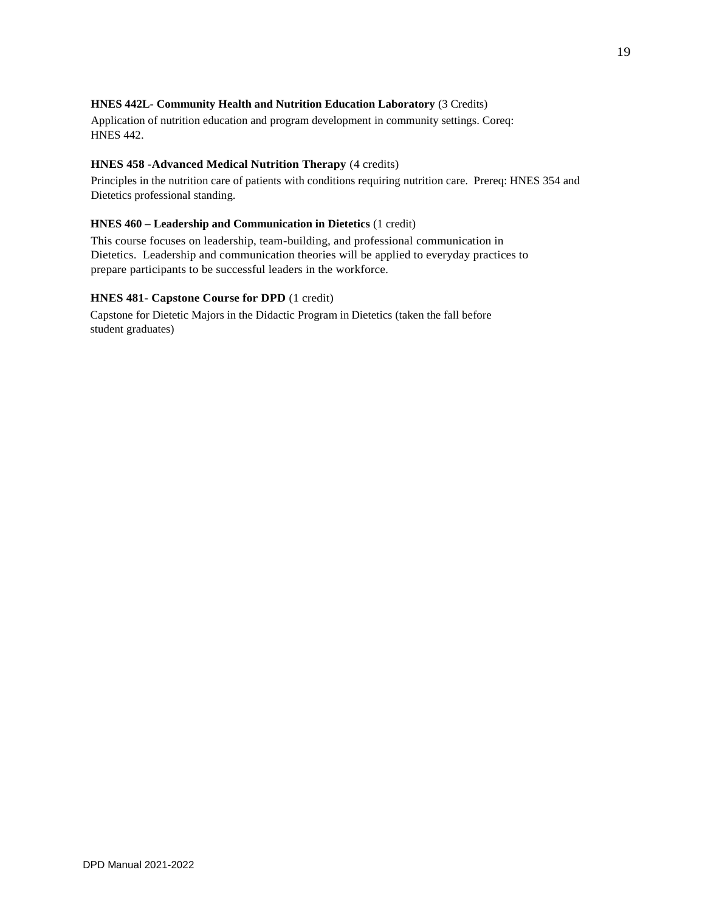**HNES 442L- Community Health and Nutrition Education Laboratory** (3 Credits)
Application of nutrition education and program development in community settings. Coreq: HNES 442.

**HNES 458 -Advanced Medical Nutrition Therapy** (4 credits)
Principles in the nutrition care of patients with conditions requiring nutrition care. Prereq: HNES 354 and Dietetics professional standing.

**HNES 460 – Leadership and Communication in Dietetics** (1 credit)
This course focuses on leadership, team-building, and professional communication in Dietetics. Leadership and communication theories will be applied to everyday practices to prepare participants to be successful leaders in the workforce.

**HNES 481- Capstone Course for DPD** (1 credit)
Capstone for Dietetic Majors in the Didactic Program in Dietetics (taken the fall before student graduates)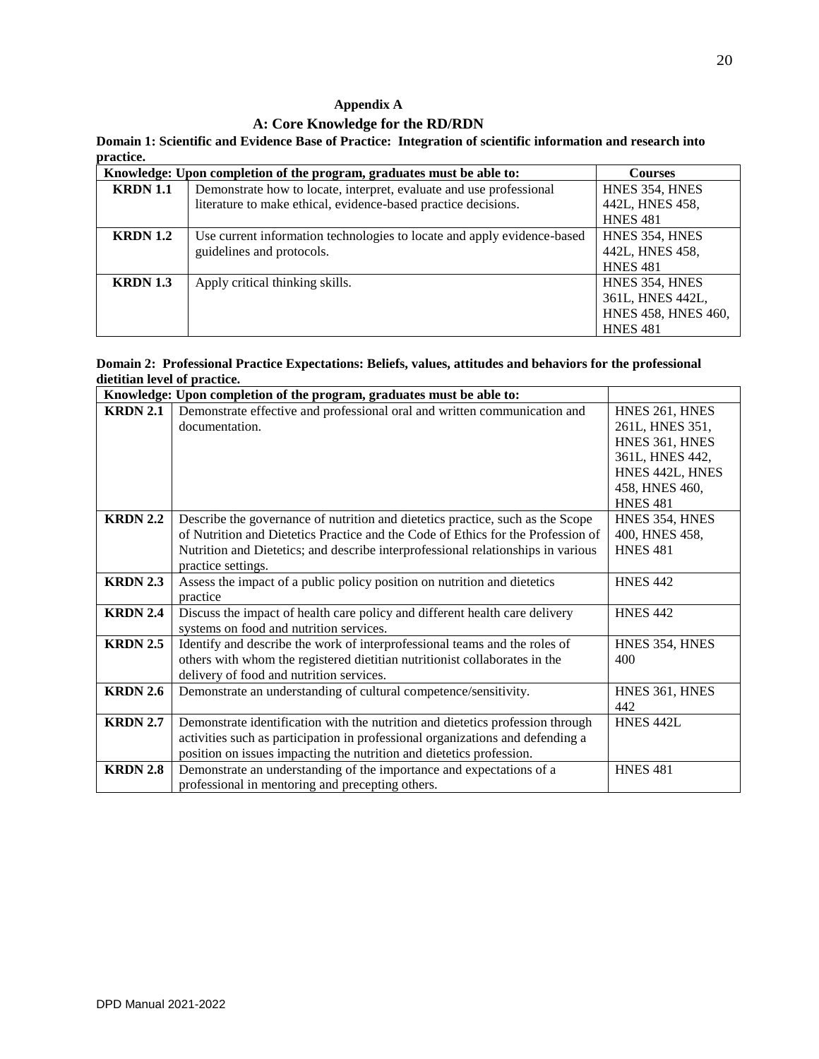## Appendix A

## A: Core Knowledge for the RD/RDN

**Domain 1: Scientific and Evidence Base of Practice: Integration of scientific information and research into practice.**

| Knowledge: Upon completion of the program, graduates must be able to: | | Courses |
|---|---|---|
| **KRDN 1.1** | Demonstrate how to locate, interpret, evaluate and use professional literature to make ethical, evidence-based practice decisions. | HNES 354, HNES 442L, HNES 458, HNES 481 |
| **KRDN 1.2** | Use current information technologies to locate and apply evidence-based guidelines and protocols. | HNES 354, HNES 442L, HNES 458, HNES 481 |
| **KRDN 1.3** | Apply critical thinking skills. | HNES 354, HNES 361L, HNES 442L, HNES 458, HNES 460, HNES 481 |

**Domain 2: Professional Practice Expectations: Beliefs, values, attitudes and behaviors for the professional dietitian level of practice.**

| Knowledge: Upon completion of the program, graduates must be able to: | | |
|---|---|---|
| **KRDN 2.1** | Demonstrate effective and professional oral and written communication and documentation. | HNES 261, HNES 261L, HNES 351, HNES 361, HNES 361L, HNES 442, HNES 442L, HNES 458, HNES 460, HNES 481 |
| **KRDN 2.2** | Describe the governance of nutrition and dietetics practice, such as the Scope of Nutrition and Dietetics Practice and the Code of Ethics for the Profession of Nutrition and Dietetics; and describe interprofessional relationships in various practice settings. | HNES 354, HNES 400, HNES 458, HNES 481 |
| **KRDN 2.3** | Assess the impact of a public policy position on nutrition and dietetics practice | HNES 442 |
| **KRDN 2.4** | Discuss the impact of health care policy and different health care delivery systems on food and nutrition services. | HNES 442 |
| **KRDN 2.5** | Identify and describe the work of interprofessional teams and the roles of others with whom the registered dietitian nutritionist collaborates in the delivery of food and nutrition services. | HNES 354, HNES 400 |
| **KRDN 2.6** | Demonstrate an understanding of cultural competence/sensitivity. | HNES 361, HNES 442 |
| **KRDN 2.7** | Demonstrate identification with the nutrition and dietetics profession through activities such as participation in professional organizations and defending a position on issues impacting the nutrition and dietetics profession. | HNES 442L |
| **KRDN 2.8** | Demonstrate an understanding of the importance and expectations of a professional in mentoring and precepting others. | HNES 481 |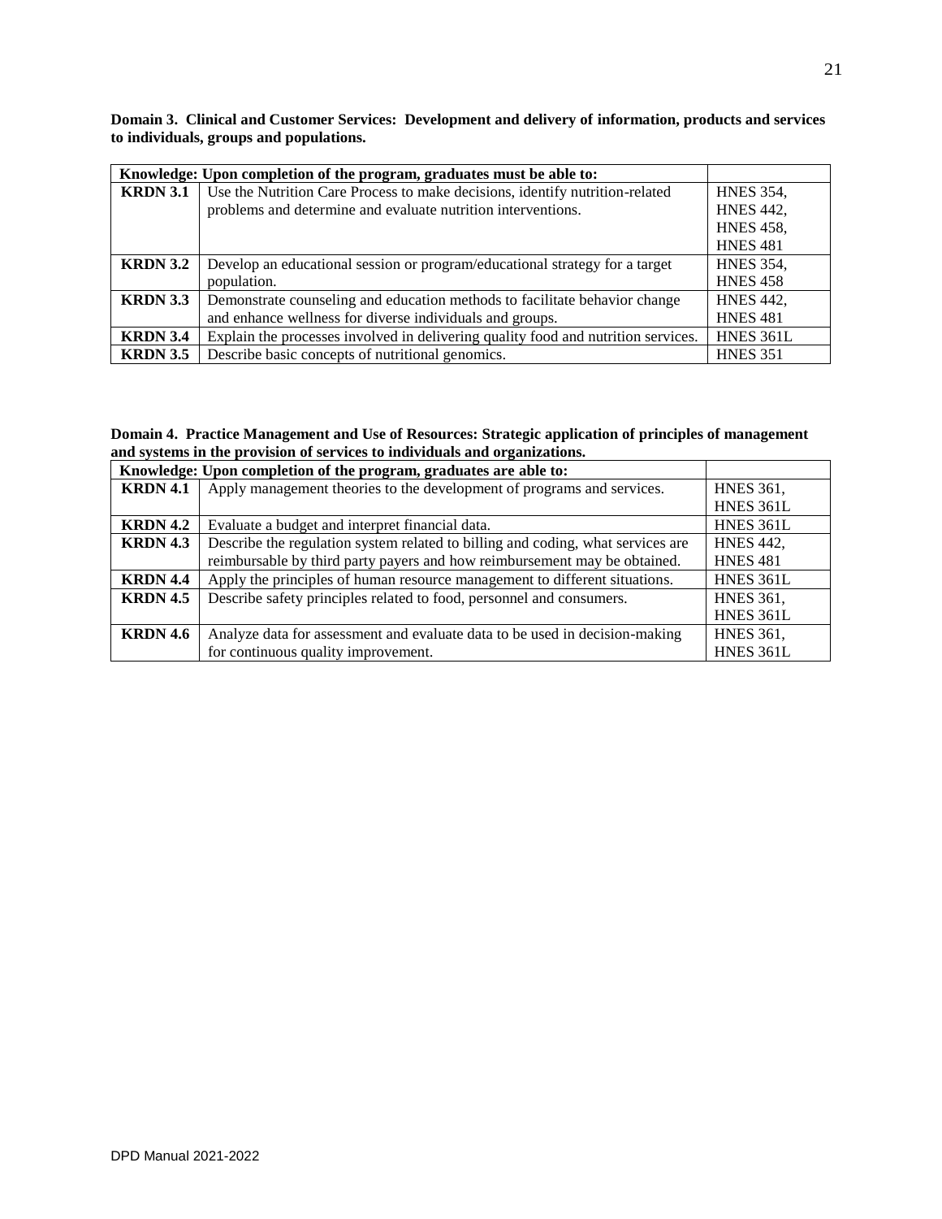**Domain 3. Clinical and Customer Services: Development and delivery of information, products and services to individuals, groups and populations.**

| Knowledge: Upon completion of the program, graduates must be able to: | | |
|---|---|---|
| **KRDN 3.1** | Use the Nutrition Care Process to make decisions, identify nutrition-related problems and determine and evaluate nutrition interventions. | HNES 354, HNES 442, HNES 458, HNES 481 |
| **KRDN 3.2** | Develop an educational session or program/educational strategy for a target population. | HNES 354, HNES 458 |
| **KRDN 3.3** | Demonstrate counseling and education methods to facilitate behavior change and enhance wellness for diverse individuals and groups. | HNES 442, HNES 481 |
| **KRDN 3.4** | Explain the processes involved in delivering quality food and nutrition services. | HNES 361L |
| **KRDN 3.5** | Describe basic concepts of nutritional genomics. | HNES 351 |

**Domain 4. Practice Management and Use of Resources: Strategic application of principles of management and systems in the provision of services to individuals and organizations.**

| Knowledge: Upon completion of the program, graduates are able to: | | |
|---|---|---|
| **KRDN 4.1** | Apply management theories to the development of programs and services. | HNES 361, HNES 361L |
| **KRDN 4.2** | Evaluate a budget and interpret financial data. | HNES 361L |
| **KRDN 4.3** | Describe the regulation system related to billing and coding, what services are reimbursable by third party payers and how reimbursement may be obtained. | HNES 442, HNES 481 |
| **KRDN 4.4** | Apply the principles of human resource management to different situations. | HNES 361L |
| **KRDN 4.5** | Describe safety principles related to food, personnel and consumers. | HNES 361, HNES 361L |
| **KRDN 4.6** | Analyze data for assessment and evaluate data to be used in decision-making for continuous quality improvement. | HNES 361, HNES 361L |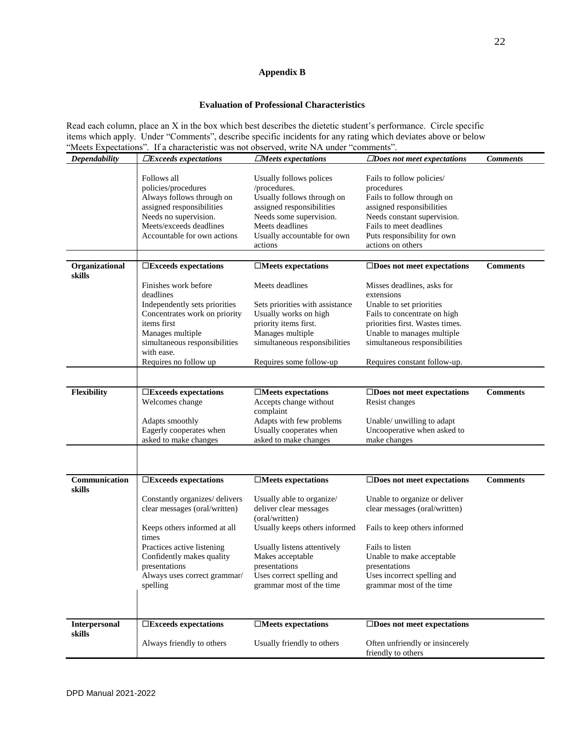## Appendix B

### Evaluation of Professional Characteristics

Read each column, place an X in the box which best describes the dietetic student's performance. Circle specific items which apply. Under "Comments", describe specific incidents for any rating which deviates above or below "Meets Expectations". If a characteristic was not observed, write NA under "comments".

| ***Dependability*** | ***☐Exceeds expectations*** | ***☐Meets expectations*** | ***☐Does not meet expectations*** | ***Comments*** |
|---|---|---|---|---|
| | Follows all policies/procedures<br>Always follows through on assigned responsibilities<br>Needs no supervision.<br>Meets/exceeds deadlines<br>Accountable for own actions | Usually follows polices /procedures.<br>Usually follows through on assigned responsibilities<br>Needs some supervision.<br>Meets deadlines<br>Usually accountable for own actions | Fails to follow policies/ procedures<br>Fails to follow through on assigned responsibilities<br>Needs constant supervision.<br>Fails to meet deadlines<br>Puts responsibility for own actions on others | |
| **Organizational skills** | **☐Exceeds expectations** | **☐Meets expectations** | **☐Does not meet expectations** | **Comments** |
| | Finishes work before deadlines<br>Independently sets priorities<br>Concentrates work on priority items first<br>Manages multiple simultaneous responsibilities with ease.<br>Requires no follow up | Meets deadlines<br>Sets priorities with assistance<br>Usually works on high priority items first.<br>Manages multiple simultaneous responsibilities<br>Requires some follow-up | Misses deadlines, asks for extensions<br>Unable to set priorities<br>Fails to concentrate on high priorities first. Wastes times.<br>Unable to manages multiple simultaneous responsibilities<br>Requires constant follow-up. | |
| **Flexibility** | **☐Exceeds expectations** | **☐Meets expectations** | **☐Does not meet expectations** | **Comments** |
| | Welcomes change<br>Adapts smoothly<br>Eagerly cooperates when asked to make changes | Accepts change without complaint<br>Adapts with few problems<br>Usually cooperates when asked to make changes | Resist changes<br>Unable/ unwilling to adapt<br>Uncooperative when asked to make changes | |
| **Communication skills** | **☐Exceeds expectations** | **☐Meets expectations** | **☐Does not meet expectations** | **Comments** |
| | Constantly organizes/ delivers clear messages (oral/written)<br>Keeps others informed at all times<br>Practices active listening<br>Confidently makes quality presentations<br>Always uses correct grammar/ spelling | Usually able to organize/ deliver clear messages (oral/written)<br>Usually keeps others informed<br>Usually listens attentively<br>Makes acceptable presentations<br>Uses correct spelling and grammar most of the time | Unable to organize or deliver clear messages (oral/written)<br>Fails to keep others informed<br>Fails to listen<br>Unable to make acceptable presentations<br>Uses incorrect spelling and grammar most of the time | |
| **Interpersonal skills** | **☐Exceeds expectations** | **☐Meets expectations** | **☐Does not meet expectations** | |
| | Always friendly to others | Usually friendly to others | Often unfriendly or insincerely friendly to others | |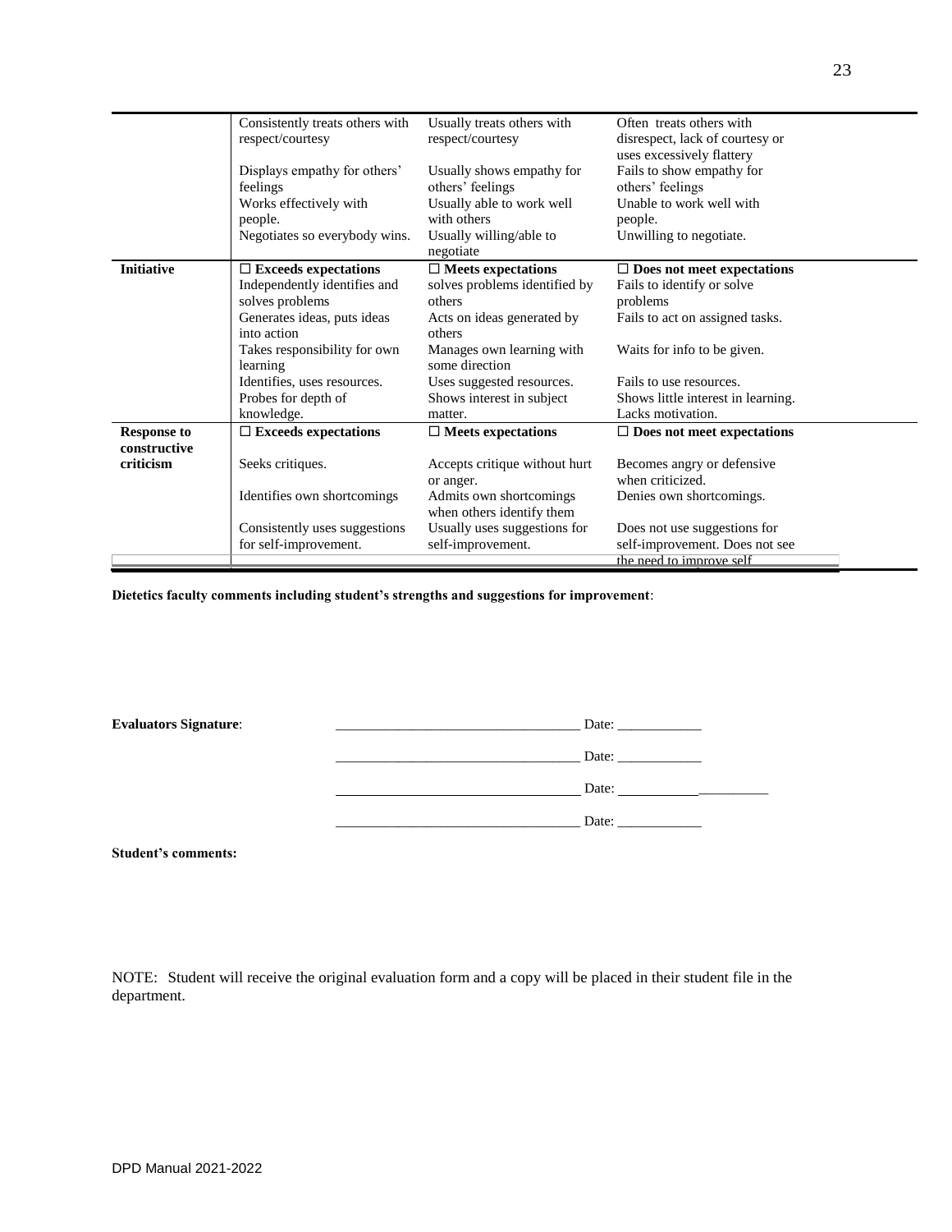| | | | |
|---|---|---|---|
| | Consistently treats others with respect/courtesy<br>Displays empathy for others' feelings<br>Works effectively with people.<br>Negotiates so everybody wins. | Usually treats others with respect/courtesy<br>Usually shows empathy for others' feelings<br>Usually able to work well with others<br>Usually willing/able to negotiate | Often treats others with disrespect, lack of courtesy or uses excessively flattery<br>Fails to show empathy for others' feelings<br>Unable to work well with people.<br>Unwilling to negotiate. |
| **Initiative** | ☐ **Exceeds expectations**<br>Independently identifies and solves problems<br>Generates ideas, puts ideas into action<br>Takes responsibility for own learning<br>Identifies, uses resources.<br>Probes for depth of knowledge. | ☐ **Meets expectations**<br>solves problems identified by others<br>Acts on ideas generated by others<br>Manages own learning with some direction<br>Uses suggested resources.<br>Shows interest in subject matter. | ☐ **Does not meet expectations**<br>Fails to identify or solve problems<br>Fails to act on assigned tasks.<br>Waits for info to be given.<br>Fails to use resources.<br>Shows little interest in learning.<br>Lacks motivation. |
| **Response to constructive criticism** | ☐ **Exceeds expectations**<br>Seeks critiques.<br>Identifies own shortcomings<br>Consistently uses suggestions for self-improvement. | ☐ **Meets expectations**<br>Accepts critique without hurt or anger.<br>Admits own shortcomings when others identify them<br>Usually uses suggestions for self-improvement. | ☐ **Does not meet expectations**<br>Becomes angry or defensive when criticized.<br>Denies own shortcomings.<br>Does not use suggestions for self-improvement. Does not see the need to improve self |

**Dietetics faculty comments including student's strengths and suggestions for improvement**:

**Evaluators Signature**: ___________________________________ Date: ____________

___________________________________ Date: ____________

___________________________________ Date: ____________

___________________________________ Date: ____________

**Student's comments:**

NOTE: Student will receive the original evaluation form and a copy will be placed in their student file in the department.